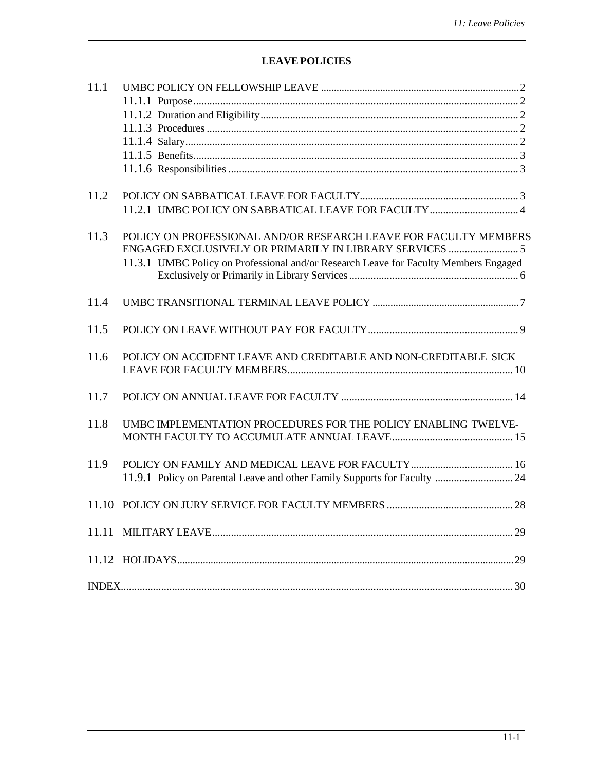# LEAVE POLICIES

- 11.1 UMBC POLICY ON FELLOWSHIP LEAVE ........ 2
  - 11.1.1 Purpose ........ 2
  - 11.1.2 Duration and Eligibility ........ 2
  - 11.1.3 Procedures ........ 2
  - 11.1.4 Salary ........ 2
  - 11.1.5 Benefits ........ 3
  - 11.1.6 Responsibilities ........ 3
- 11.2 POLICY ON SABBATICAL LEAVE FOR FACULTY ........ 3
  - 11.2.1 UMBC POLICY ON SABBATICAL LEAVE FOR FACULTY ........ 4
- 11.3 POLICY ON PROFESSIONAL AND/OR RESEARCH LEAVE FOR FACULTY MEMBERS ENGAGED EXCLUSIVELY OR PRIMARILY IN LIBRARY SERVICES ........ 5
  - 11.3.1 UMBC Policy on Professional and/or Research Leave for Faculty Members Engaged Exclusively or Primarily in Library Services ........ 6
- 11.4 UMBC TRANSITIONAL TERMINAL LEAVE POLICY ........ 7
- 11.5 POLICY ON LEAVE WITHOUT PAY FOR FACULTY ........ 9
- 11.6 POLICY ON ACCIDENT LEAVE AND CREDITABLE AND NON-CREDITABLE SICK LEAVE FOR FACULTY MEMBERS ........ 10
- 11.7 POLICY ON ANNUAL LEAVE FOR FACULTY ........ 14
- 11.8 UMBC IMPLEMENTATION PROCEDURES FOR THE POLICY ENABLING TWELVE-MONTH FACULTY TO ACCUMULATE ANNUAL LEAVE ........ 15
- 11.9 POLICY ON FAMILY AND MEDICAL LEAVE FOR FACULTY ........ 16
  - 11.9.1 Policy on Parental Leave and other Family Supports for Faculty ........ 24
- 11.10 POLICY ON JURY SERVICE FOR FACULTY MEMBERS ........ 28
- 11.11 MILITARY LEAVE ........ 29
- 11.12 HOLIDAYS ........ 29

INDEX ........ 30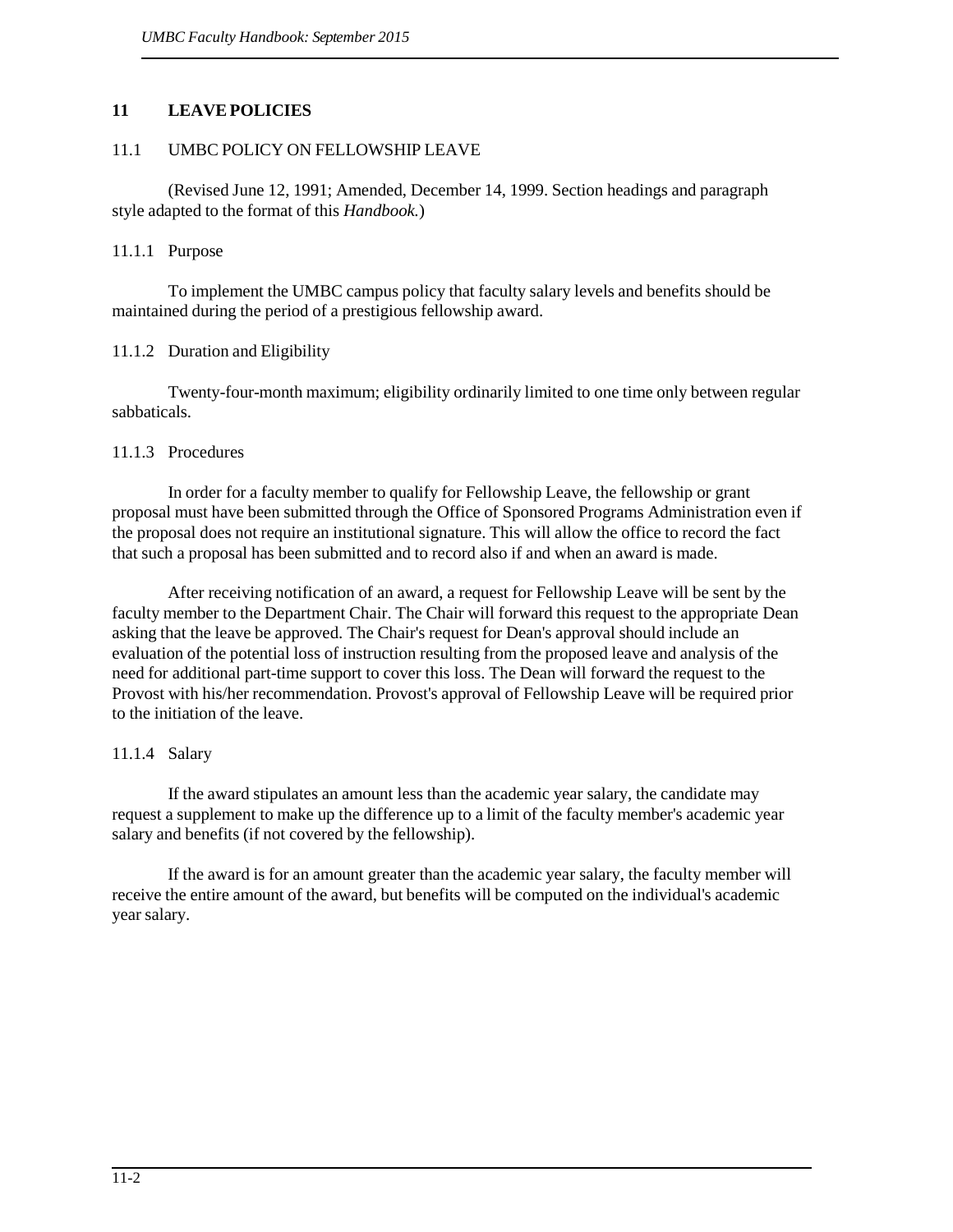# 11 LEAVE POLICIES

## 11.1 UMBC POLICY ON FELLOWSHIP LEAVE

(Revised June 12, 1991; Amended, December 14, 1999. Section headings and paragraph style adapted to the format of this *Handbook.*)

### 11.1.1 Purpose

To implement the UMBC campus policy that faculty salary levels and benefits should be maintained during the period of a prestigious fellowship award.

### 11.1.2 Duration and Eligibility

Twenty-four-month maximum; eligibility ordinarily limited to one time only between regular sabbaticals.

### 11.1.3 Procedures

In order for a faculty member to qualify for Fellowship Leave, the fellowship or grant proposal must have been submitted through the Office of Sponsored Programs Administration even if the proposal does not require an institutional signature. This will allow the office to record the fact that such a proposal has been submitted and to record also if and when an award is made.

After receiving notification of an award, a request for Fellowship Leave will be sent by the faculty member to the Department Chair. The Chair will forward this request to the appropriate Dean asking that the leave be approved. The Chair's request for Dean's approval should include an evaluation of the potential loss of instruction resulting from the proposed leave and analysis of the need for additional part-time support to cover this loss. The Dean will forward the request to the Provost with his/her recommendation. Provost's approval of Fellowship Leave will be required prior to the initiation of the leave.

### 11.1.4 Salary

If the award stipulates an amount less than the academic year salary, the candidate may request a supplement to make up the difference up to a limit of the faculty member's academic year salary and benefits (if not covered by the fellowship).

If the award is for an amount greater than the academic year salary, the faculty member will receive the entire amount of the award, but benefits will be computed on the individual's academic year salary.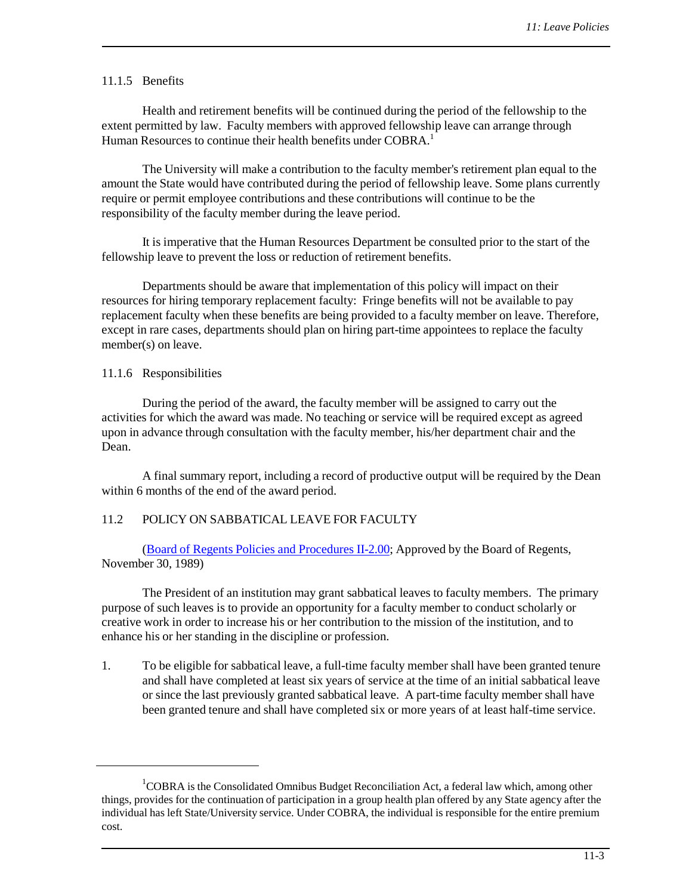### 11.1.5 Benefits

Health and retirement benefits will be continued during the period of the fellowship to the extent permitted by law. Faculty members with approved fellowship leave can arrange through Human Resources to continue their health benefits under COBRA.[1]

The University will make a contribution to the faculty member's retirement plan equal to the amount the State would have contributed during the period of fellowship leave. Some plans currently require or permit employee contributions and these contributions will continue to be the responsibility of the faculty member during the leave period.

It is imperative that the Human Resources Department be consulted prior to the start of the fellowship leave to prevent the loss or reduction of retirement benefits.

Departments should be aware that implementation of this policy will impact on their resources for hiring temporary replacement faculty: Fringe benefits will not be available to pay replacement faculty when these benefits are being provided to a faculty member on leave. Therefore, except in rare cases, departments should plan on hiring part-time appointees to replace the faculty member(s) on leave.

### 11.1.6 Responsibilities

During the period of the award, the faculty member will be assigned to carry out the activities for which the award was made. No teaching or service will be required except as agreed upon in advance through consultation with the faculty member, his/her department chair and the Dean.

A final summary report, including a record of productive output will be required by the Dean within 6 months of the end of the award period.

## 11.2 POLICY ON SABBATICAL LEAVE FOR FACULTY

(Board of Regents Policies and Procedures II-2.00; Approved by the Board of Regents, November 30, 1989)

The President of an institution may grant sabbatical leaves to faculty members. The primary purpose of such leaves is to provide an opportunity for a faculty member to conduct scholarly or creative work in order to increase his or her contribution to the mission of the institution, and to enhance his or her standing in the discipline or profession.

1. To be eligible for sabbatical leave, a full-time faculty member shall have been granted tenure and shall have completed at least six years of service at the time of an initial sabbatical leave or since the last previously granted sabbatical leave. A part-time faculty member shall have been granted tenure and shall have completed six or more years of at least half-time service.

---

[1] COBRA is the Consolidated Omnibus Budget Reconciliation Act, a federal law which, among other things, provides for the continuation of participation in a group health plan offered by any State agency after the individual has left State/University service. Under COBRA, the individual is responsible for the entire premium cost.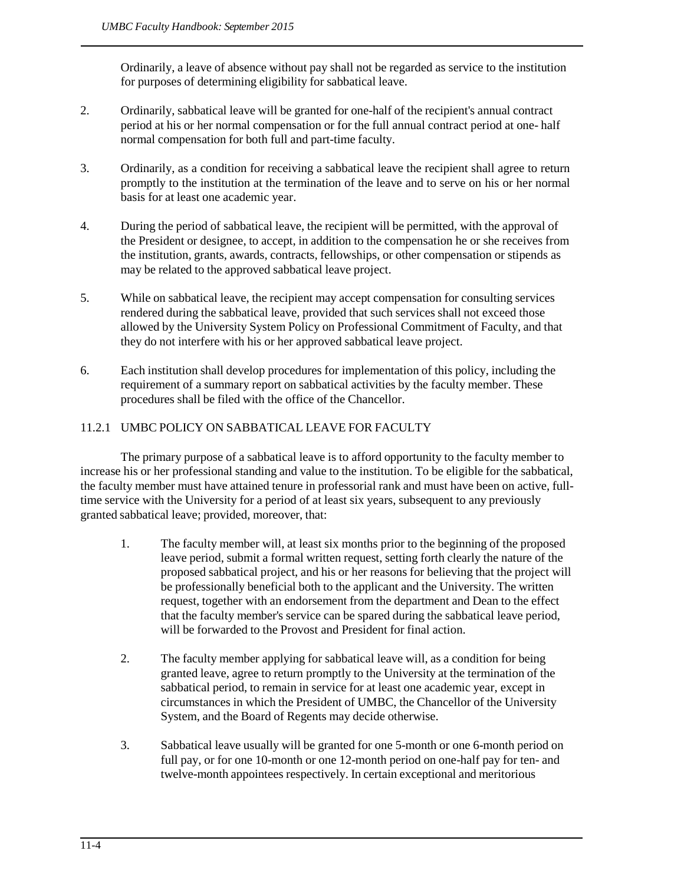Ordinarily, a leave of absence without pay shall not be regarded as service to the institution for purposes of determining eligibility for sabbatical leave.

2. Ordinarily, sabbatical leave will be granted for one-half of the recipient's annual contract period at his or her normal compensation or for the full annual contract period at one- half normal compensation for both full and part-time faculty.

3. Ordinarily, as a condition for receiving a sabbatical leave the recipient shall agree to return promptly to the institution at the termination of the leave and to serve on his or her normal basis for at least one academic year.

4. During the period of sabbatical leave, the recipient will be permitted, with the approval of the President or designee, to accept, in addition to the compensation he or she receives from the institution, grants, awards, contracts, fellowships, or other compensation or stipends as may be related to the approved sabbatical leave project.

5. While on sabbatical leave, the recipient may accept compensation for consulting services rendered during the sabbatical leave, provided that such services shall not exceed those allowed by the University System Policy on Professional Commitment of Faculty, and that they do not interfere with his or her approved sabbatical leave project.

6. Each institution shall develop procedures for implementation of this policy, including the requirement of a summary report on sabbatical activities by the faculty member. These procedures shall be filed with the office of the Chancellor.

### 11.2.1 UMBC POLICY ON SABBATICAL LEAVE FOR FACULTY

The primary purpose of a sabbatical leave is to afford opportunity to the faculty member to increase his or her professional standing and value to the institution. To be eligible for the sabbatical, the faculty member must have attained tenure in professorial rank and must have been on active, full-time service with the University for a period of at least six years, subsequent to any previously granted sabbatical leave; provided, moreover, that:

1. The faculty member will, at least six months prior to the beginning of the proposed leave period, submit a formal written request, setting forth clearly the nature of the proposed sabbatical project, and his or her reasons for believing that the project will be professionally beneficial both to the applicant and the University. The written request, together with an endorsement from the department and Dean to the effect that the faculty member's service can be spared during the sabbatical leave period, will be forwarded to the Provost and President for final action.

2. The faculty member applying for sabbatical leave will, as a condition for being granted leave, agree to return promptly to the University at the termination of the sabbatical period, to remain in service for at least one academic year, except in circumstances in which the President of UMBC, the Chancellor of the University System, and the Board of Regents may decide otherwise.

3. Sabbatical leave usually will be granted for one 5-month or one 6-month period on full pay, or for one 10-month or one 12-month period on one-half pay for ten- and twelve-month appointees respectively. In certain exceptional and meritorious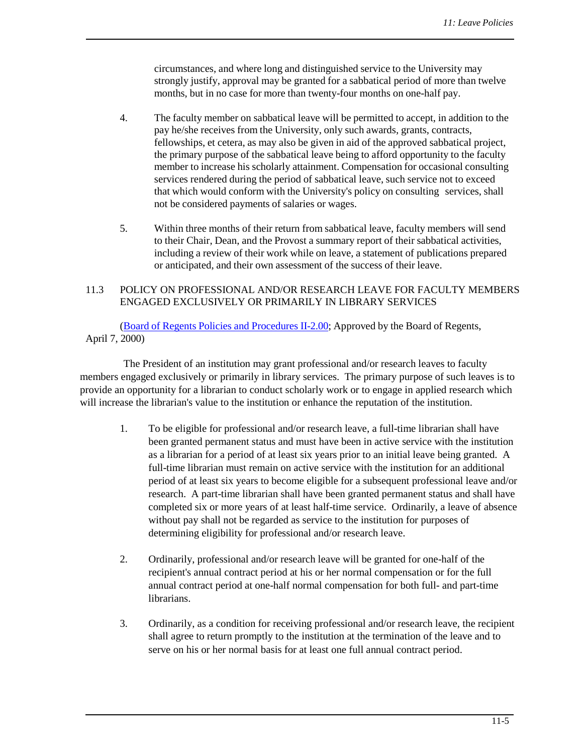circumstances, and where long and distinguished service to the University may strongly justify, approval may be granted for a sabbatical period of more than twelve months, but in no case for more than twenty-four months on one-half pay.

4. The faculty member on sabbatical leave will be permitted to accept, in addition to the pay he/she receives from the University, only such awards, grants, contracts, fellowships, et cetera, as may also be given in aid of the approved sabbatical project, the primary purpose of the sabbatical leave being to afford opportunity to the faculty member to increase his scholarly attainment. Compensation for occasional consulting services rendered during the period of sabbatical leave, such service not to exceed that which would conform with the University's policy on consulting services, shall not be considered payments of salaries or wages.

5. Within three months of their return from sabbatical leave, faculty members will send to their Chair, Dean, and the Provost a summary report of their sabbatical activities, including a review of their work while on leave, a statement of publications prepared or anticipated, and their own assessment of the success of their leave.

## 11.3 POLICY ON PROFESSIONAL AND/OR RESEARCH LEAVE FOR FACULTY MEMBERS ENGAGED EXCLUSIVELY OR PRIMARILY IN LIBRARY SERVICES

(Board of Regents Policies and Procedures II-2.00; Approved by the Board of Regents, April 7, 2000)

The President of an institution may grant professional and/or research leaves to faculty members engaged exclusively or primarily in library services. The primary purpose of such leaves is to provide an opportunity for a librarian to conduct scholarly work or to engage in applied research which will increase the librarian's value to the institution or enhance the reputation of the institution.

1. To be eligible for professional and/or research leave, a full-time librarian shall have been granted permanent status and must have been in active service with the institution as a librarian for a period of at least six years prior to an initial leave being granted. A full-time librarian must remain on active service with the institution for an additional period of at least six years to become eligible for a subsequent professional leave and/or research. A part-time librarian shall have been granted permanent status and shall have completed six or more years of at least half-time service. Ordinarily, a leave of absence without pay shall not be regarded as service to the institution for purposes of determining eligibility for professional and/or research leave.

2. Ordinarily, professional and/or research leave will be granted for one-half of the recipient's annual contract period at his or her normal compensation or for the full annual contract period at one-half normal compensation for both full- and part-time librarians.

3. Ordinarily, as a condition for receiving professional and/or research leave, the recipient shall agree to return promptly to the institution at the termination of the leave and to serve on his or her normal basis for at least one full annual contract period.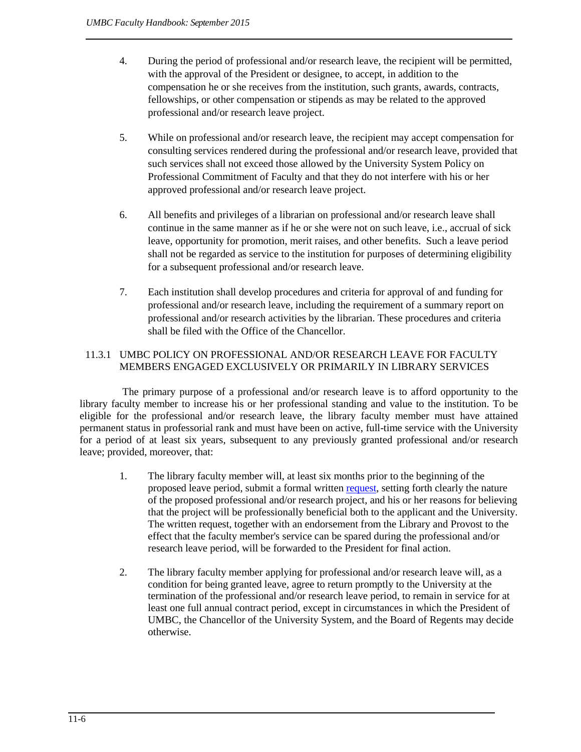4. During the period of professional and/or research leave, the recipient will be permitted, with the approval of the President or designee, to accept, in addition to the compensation he or she receives from the institution, such grants, awards, contracts, fellowships, or other compensation or stipends as may be related to the approved professional and/or research leave project.

5. While on professional and/or research leave, the recipient may accept compensation for consulting services rendered during the professional and/or research leave, provided that such services shall not exceed those allowed by the University System Policy on Professional Commitment of Faculty and that they do not interfere with his or her approved professional and/or research leave project.

6. All benefits and privileges of a librarian on professional and/or research leave shall continue in the same manner as if he or she were not on such leave, i.e., accrual of sick leave, opportunity for promotion, merit raises, and other benefits. Such a leave period shall not be regarded as service to the institution for purposes of determining eligibility for a subsequent professional and/or research leave.

7. Each institution shall develop procedures and criteria for approval of and funding for professional and/or research leave, including the requirement of a summary report on professional and/or research activities by the librarian. These procedures and criteria shall be filed with the Office of the Chancellor.

### 11.3.1 UMBC POLICY ON PROFESSIONAL AND/OR RESEARCH LEAVE FOR FACULTY MEMBERS ENGAGED EXCLUSIVELY OR PRIMARILY IN LIBRARY SERVICES

The primary purpose of a professional and/or research leave is to afford opportunity to the library faculty member to increase his or her professional standing and value to the institution. To be eligible for the professional and/or research leave, the library faculty member must have attained permanent status in professorial rank and must have been on active, full-time service with the University for a period of at least six years, subsequent to any previously granted professional and/or research leave; provided, moreover, that:

1. The library faculty member will, at least six months prior to the beginning of the proposed leave period, submit a formal written request, setting forth clearly the nature of the proposed professional and/or research project, and his or her reasons for believing that the project will be professionally beneficial both to the applicant and the University. The written request, together with an endorsement from the Library and Provost to the effect that the faculty member's service can be spared during the professional and/or research leave period, will be forwarded to the President for final action.

2. The library faculty member applying for professional and/or research leave will, as a condition for being granted leave, agree to return promptly to the University at the termination of the professional and/or research leave period, to remain in service for at least one full annual contract period, except in circumstances in which the President of UMBC, the Chancellor of the University System, and the Board of Regents may decide otherwise.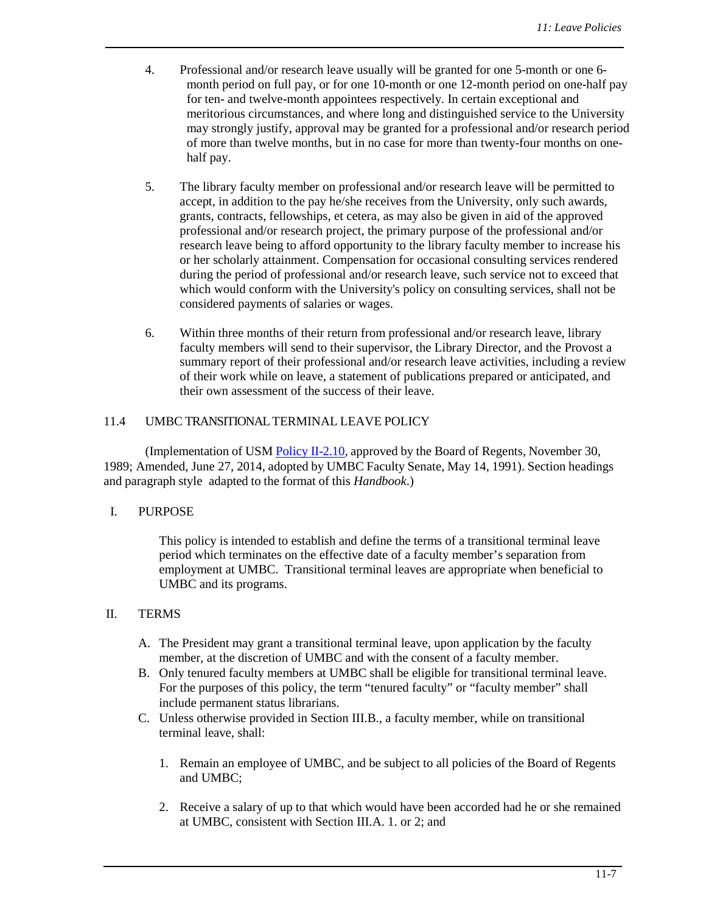4. Professional and/or research leave usually will be granted for one 5-month or one 6-month period on full pay, or for one 10-month or one 12-month period on one-half pay for ten- and twelve-month appointees respectively. In certain exceptional and meritorious circumstances, and where long and distinguished service to the University may strongly justify, approval may be granted for a professional and/or research period of more than twelve months, but in no case for more than twenty-four months on one-half pay.

5. The library faculty member on professional and/or research leave will be permitted to accept, in addition to the pay he/she receives from the University, only such awards, grants, contracts, fellowships, et cetera, as may also be given in aid of the approved professional and/or research project, the primary purpose of the professional and/or research leave being to afford opportunity to the library faculty member to increase his or her scholarly attainment. Compensation for occasional consulting services rendered during the period of professional and/or research leave, such service not to exceed that which would conform with the University's policy on consulting services, shall not be considered payments of salaries or wages.

6. Within three months of their return from professional and/or research leave, library faculty members will send to their supervisor, the Library Director, and the Provost a summary report of their professional and/or research leave activities, including a review of their work while on leave, a statement of publications prepared or anticipated, and their own assessment of the success of their leave.

## 11.4 UMBC TRANSITIONAL TERMINAL LEAVE POLICY

(Implementation of USM Policy II-2.10, approved by the Board of Regents, November 30, 1989; Amended, June 27, 2014, adopted by UMBC Faculty Senate, May 14, 1991). Section headings and paragraph style adapted to the format of this *Handbook*.)

### I. PURPOSE

This policy is intended to establish and define the terms of a transitional terminal leave period which terminates on the effective date of a faculty member's separation from employment at UMBC. Transitional terminal leaves are appropriate when beneficial to UMBC and its programs.

### II. TERMS

A. The President may grant a transitional terminal leave, upon application by the faculty member, at the discretion of UMBC and with the consent of a faculty member.

B. Only tenured faculty members at UMBC shall be eligible for transitional terminal leave. For the purposes of this policy, the term "tenured faculty" or "faculty member" shall include permanent status librarians.

C. Unless otherwise provided in Section III.B., a faculty member, while on transitional terminal leave, shall:

   1. Remain an employee of UMBC, and be subject to all policies of the Board of Regents and UMBC;

   2. Receive a salary of up to that which would have been accorded had he or she remained at UMBC, consistent with Section III.A. 1. or 2; and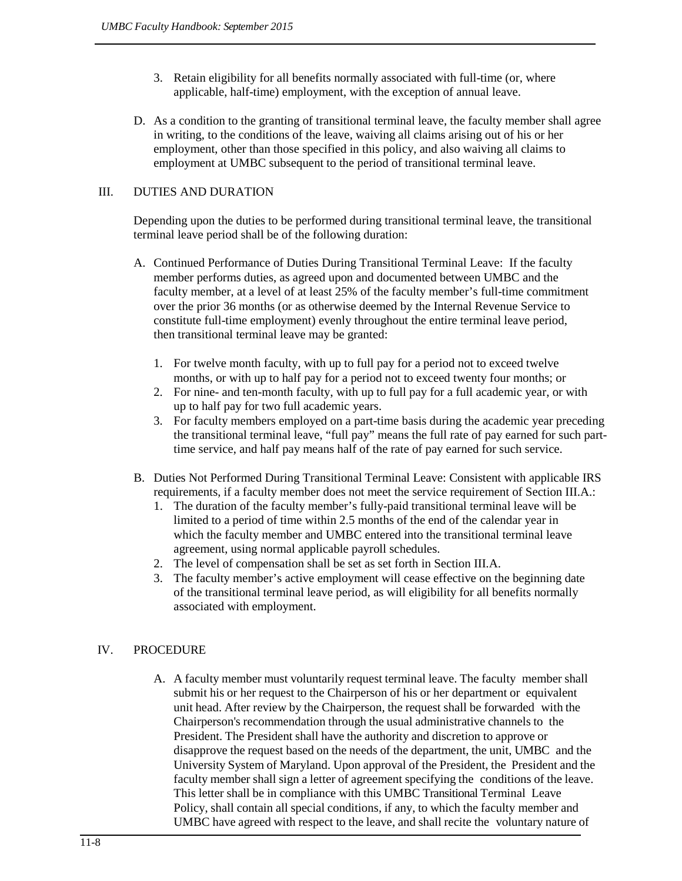3. Retain eligibility for all benefits normally associated with full-time (or, where applicable, half-time) employment, with the exception of annual leave.

D. As a condition to the granting of transitional terminal leave, the faculty member shall agree in writing, to the conditions of the leave, waiving all claims arising out of his or her employment, other than those specified in this policy, and also waiving all claims to employment at UMBC subsequent to the period of transitional terminal leave.

## III. DUTIES AND DURATION

Depending upon the duties to be performed during transitional terminal leave, the transitional terminal leave period shall be of the following duration:

A. Continued Performance of Duties During Transitional Terminal Leave: If the faculty member performs duties, as agreed upon and documented between UMBC and the faculty member, at a level of at least 25% of the faculty member's full-time commitment over the prior 36 months (or as otherwise deemed by the Internal Revenue Service to constitute full-time employment) evenly throughout the entire terminal leave period, then transitional terminal leave may be granted:

   1. For twelve month faculty, with up to full pay for a period not to exceed twelve months, or with up to half pay for a period not to exceed twenty four months; or
   2. For nine- and ten-month faculty, with up to full pay for a full academic year, or with up to half pay for two full academic years.
   3. For faculty members employed on a part-time basis during the academic year preceding the transitional terminal leave, "full pay" means the full rate of pay earned for such part-time service, and half pay means half of the rate of pay earned for such service.

B. Duties Not Performed During Transitional Terminal Leave: Consistent with applicable IRS requirements, if a faculty member does not meet the service requirement of Section III.A.:

   1. The duration of the faculty member's fully-paid transitional terminal leave will be limited to a period of time within 2.5 months of the end of the calendar year in which the faculty member and UMBC entered into the transitional terminal leave agreement, using normal applicable payroll schedules.
   2. The level of compensation shall be set as set forth in Section III.A.
   3. The faculty member's active employment will cease effective on the beginning date of the transitional terminal leave period, as will eligibility for all benefits normally associated with employment.

## IV. PROCEDURE

A. A faculty member must voluntarily request terminal leave. The faculty member shall submit his or her request to the Chairperson of his or her department or equivalent unit head. After review by the Chairperson, the request shall be forwarded with the Chairperson's recommendation through the usual administrative channels to the President. The President shall have the authority and discretion to approve or disapprove the request based on the needs of the department, the unit, UMBC and the University System of Maryland. Upon approval of the President, the President and the faculty member shall sign a letter of agreement specifying the conditions of the leave. This letter shall be in compliance with this UMBC Transitional Terminal Leave Policy, shall contain all special conditions, if any, to which the faculty member and UMBC have agreed with respect to the leave, and shall recite the voluntary nature of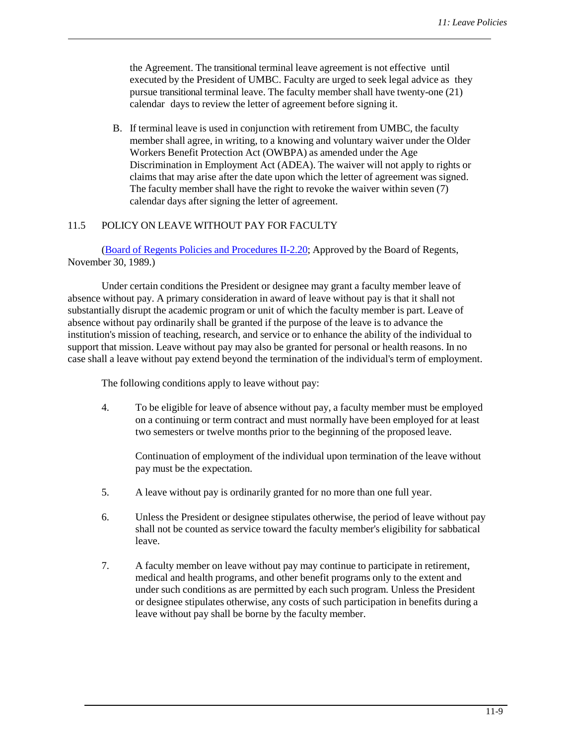the Agreement. The transitional terminal leave agreement is not effective until executed by the President of UMBC. Faculty are urged to seek legal advice as they pursue transitional terminal leave. The faculty member shall have twenty-one (21) calendar days to review the letter of agreement before signing it.

B. If terminal leave is used in conjunction with retirement from UMBC, the faculty member shall agree, in writing, to a knowing and voluntary waiver under the Older Workers Benefit Protection Act (OWBPA) as amended under the Age Discrimination in Employment Act (ADEA). The waiver will not apply to rights or claims that may arise after the date upon which the letter of agreement was signed. The faculty member shall have the right to revoke the waiver within seven (7) calendar days after signing the letter of agreement.

## 11.5 POLICY ON LEAVE WITHOUT PAY FOR FACULTY

(Board of Regents Policies and Procedures II-2.20; Approved by the Board of Regents, November 30, 1989.)

Under certain conditions the President or designee may grant a faculty member leave of absence without pay. A primary consideration in award of leave without pay is that it shall not substantially disrupt the academic program or unit of which the faculty member is part. Leave of absence without pay ordinarily shall be granted if the purpose of the leave is to advance the institution's mission of teaching, research, and service or to enhance the ability of the individual to support that mission. Leave without pay may also be granted for personal or health reasons. In no case shall a leave without pay extend beyond the termination of the individual's term of employment.

The following conditions apply to leave without pay:

4. To be eligible for leave of absence without pay, a faculty member must be employed on a continuing or term contract and must normally have been employed for at least two semesters or twelve months prior to the beginning of the proposed leave.

   Continuation of employment of the individual upon termination of the leave without pay must be the expectation.

5. A leave without pay is ordinarily granted for no more than one full year.

6. Unless the President or designee stipulates otherwise, the period of leave without pay shall not be counted as service toward the faculty member's eligibility for sabbatical leave.

7. A faculty member on leave without pay may continue to participate in retirement, medical and health programs, and other benefit programs only to the extent and under such conditions as are permitted by each such program. Unless the President or designee stipulates otherwise, any costs of such participation in benefits during a leave without pay shall be borne by the faculty member.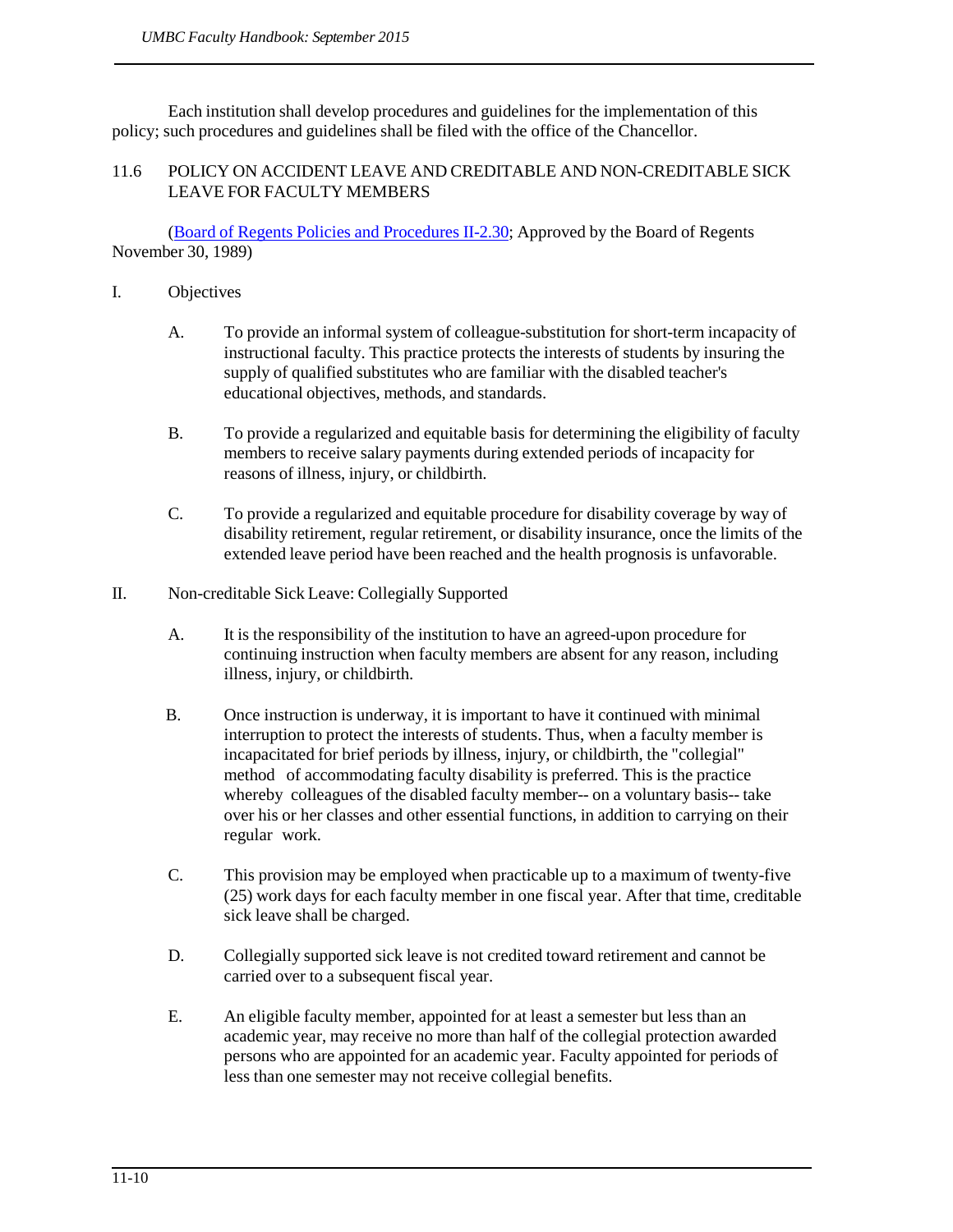Each institution shall develop procedures and guidelines for the implementation of this policy; such procedures and guidelines shall be filed with the office of the Chancellor.

## 11.6 POLICY ON ACCIDENT LEAVE AND CREDITABLE AND NON-CREDITABLE SICK LEAVE FOR FACULTY MEMBERS

(Board of Regents Policies and Procedures II-2.30; Approved by the Board of Regents November 30, 1989)

I. Objectives

A. To provide an informal system of colleague-substitution for short-term incapacity of instructional faculty. This practice protects the interests of students by insuring the supply of qualified substitutes who are familiar with the disabled teacher's educational objectives, methods, and standards.

B. To provide a regularized and equitable basis for determining the eligibility of faculty members to receive salary payments during extended periods of incapacity for reasons of illness, injury, or childbirth.

C. To provide a regularized and equitable procedure for disability coverage by way of disability retirement, regular retirement, or disability insurance, once the limits of the extended leave period have been reached and the health prognosis is unfavorable.

II. Non-creditable Sick Leave: Collegially Supported

A. It is the responsibility of the institution to have an agreed-upon procedure for continuing instruction when faculty members are absent for any reason, including illness, injury, or childbirth.

B. Once instruction is underway, it is important to have it continued with minimal interruption to protect the interests of students. Thus, when a faculty member is incapacitated for brief periods by illness, injury, or childbirth, the "collegial" method of accommodating faculty disability is preferred. This is the practice whereby colleagues of the disabled faculty member-- on a voluntary basis-- take over his or her classes and other essential functions, in addition to carrying on their regular work.

C. This provision may be employed when practicable up to a maximum of twenty-five (25) work days for each faculty member in one fiscal year. After that time, creditable sick leave shall be charged.

D. Collegially supported sick leave is not credited toward retirement and cannot be carried over to a subsequent fiscal year.

E. An eligible faculty member, appointed for at least a semester but less than an academic year, may receive no more than half of the collegial protection awarded persons who are appointed for an academic year. Faculty appointed for periods of less than one semester may not receive collegial benefits.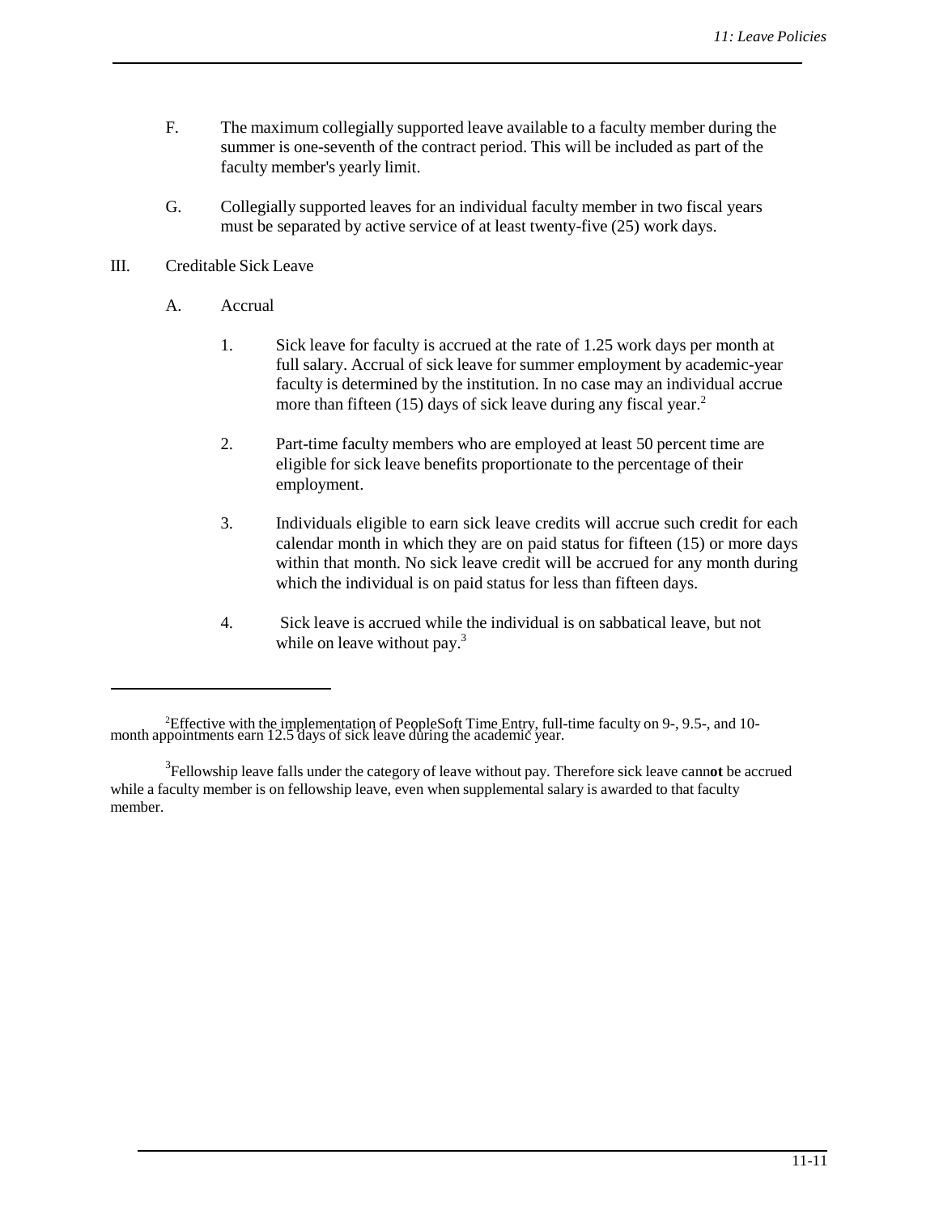F. The maximum collegially supported leave available to a faculty member during the summer is one-seventh of the contract period. This will be included as part of the faculty member's yearly limit.

G. Collegially supported leaves for an individual faculty member in two fiscal years must be separated by active service of at least twenty-five (25) work days.

III. Creditable Sick Leave

A. Accrual

1. Sick leave for faculty is accrued at the rate of 1.25 work days per month at full salary. Accrual of sick leave for summer employment by academic-year faculty is determined by the institution. In no case may an individual accrue more than fifteen (15) days of sick leave during any fiscal year.[2]

2. Part-time faculty members who are employed at least 50 percent time are eligible for sick leave benefits proportionate to the percentage of their employment.

3. Individuals eligible to earn sick leave credits will accrue such credit for each calendar month in which they are on paid status for fifteen (15) or more days within that month. No sick leave credit will be accrued for any month during which the individual is on paid status for less than fifteen days.

4. Sick leave is accrued while the individual is on sabbatical leave, but not while on leave without pay.[3]

---

[2]Effective with the implementation of PeopleSoft Time Entry, full-time faculty on 9-, 9.5-, and 10-month appointments earn 12.5 days of sick leave during the academic year.

[3]Fellowship leave falls under the category of leave without pay. Therefore sick leave cann**ot** be accrued while a faculty member is on fellowship leave, even when supplemental salary is awarded to that faculty member.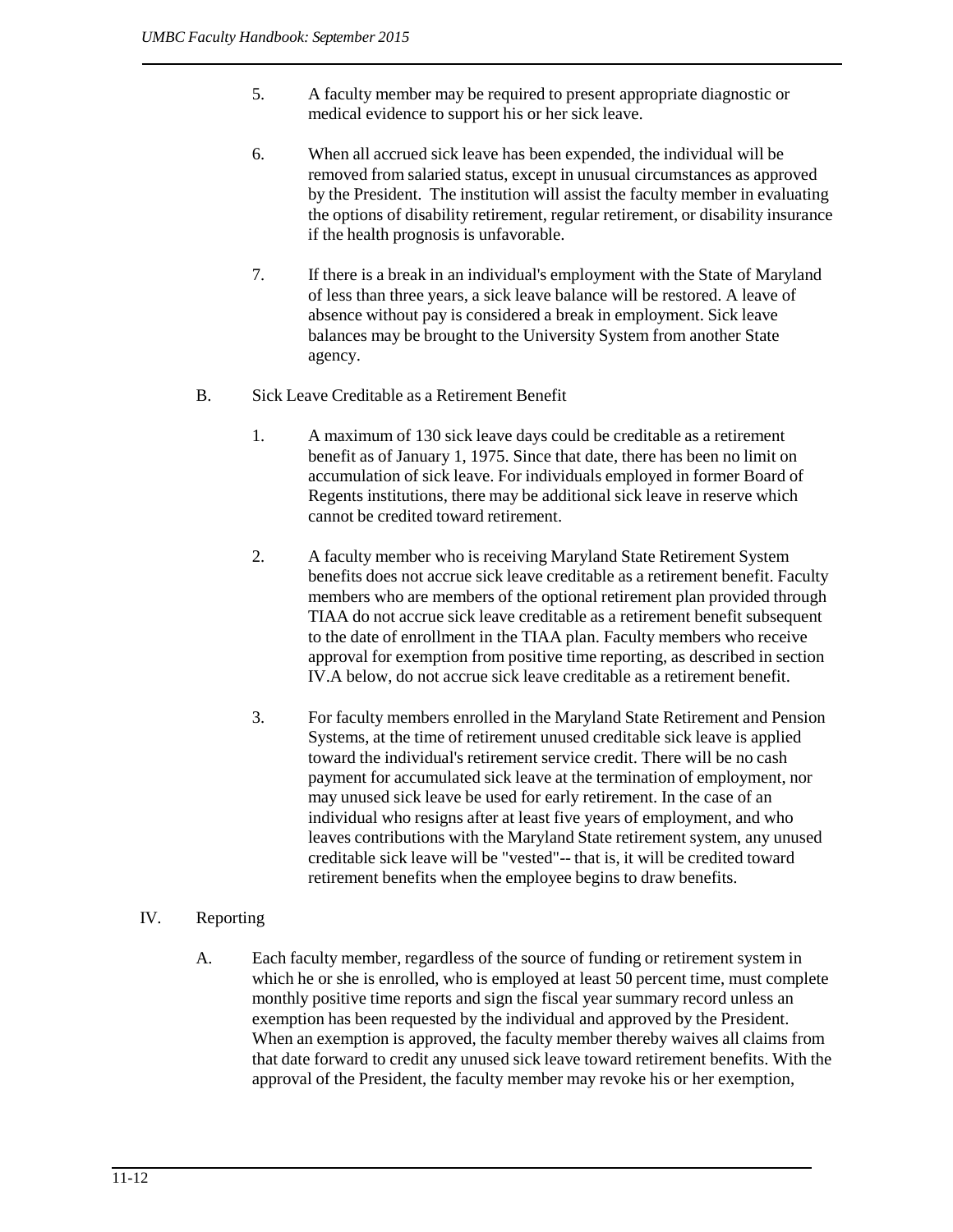5. A faculty member may be required to present appropriate diagnostic or medical evidence to support his or her sick leave.

6. When all accrued sick leave has been expended, the individual will be removed from salaried status, except in unusual circumstances as approved by the President. The institution will assist the faculty member in evaluating the options of disability retirement, regular retirement, or disability insurance if the health prognosis is unfavorable.

7. If there is a break in an individual's employment with the State of Maryland of less than three years, a sick leave balance will be restored. A leave of absence without pay is considered a break in employment. Sick leave balances may be brought to the University System from another State agency.

B. Sick Leave Creditable as a Retirement Benefit

1. A maximum of 130 sick leave days could be creditable as a retirement benefit as of January 1, 1975. Since that date, there has been no limit on accumulation of sick leave. For individuals employed in former Board of Regents institutions, there may be additional sick leave in reserve which cannot be credited toward retirement.

2. A faculty member who is receiving Maryland State Retirement System benefits does not accrue sick leave creditable as a retirement benefit. Faculty members who are members of the optional retirement plan provided through TIAA do not accrue sick leave creditable as a retirement benefit subsequent to the date of enrollment in the TIAA plan. Faculty members who receive approval for exemption from positive time reporting, as described in section IV.A below, do not accrue sick leave creditable as a retirement benefit.

3. For faculty members enrolled in the Maryland State Retirement and Pension Systems, at the time of retirement unused creditable sick leave is applied toward the individual's retirement service credit. There will be no cash payment for accumulated sick leave at the termination of employment, nor may unused sick leave be used for early retirement. In the case of an individual who resigns after at least five years of employment, and who leaves contributions with the Maryland State retirement system, any unused creditable sick leave will be "vested"-- that is, it will be credited toward retirement benefits when the employee begins to draw benefits.

IV. Reporting

A. Each faculty member, regardless of the source of funding or retirement system in which he or she is enrolled, who is employed at least 50 percent time, must complete monthly positive time reports and sign the fiscal year summary record unless an exemption has been requested by the individual and approved by the President. When an exemption is approved, the faculty member thereby waives all claims from that date forward to credit any unused sick leave toward retirement benefits. With the approval of the President, the faculty member may revoke his or her exemption,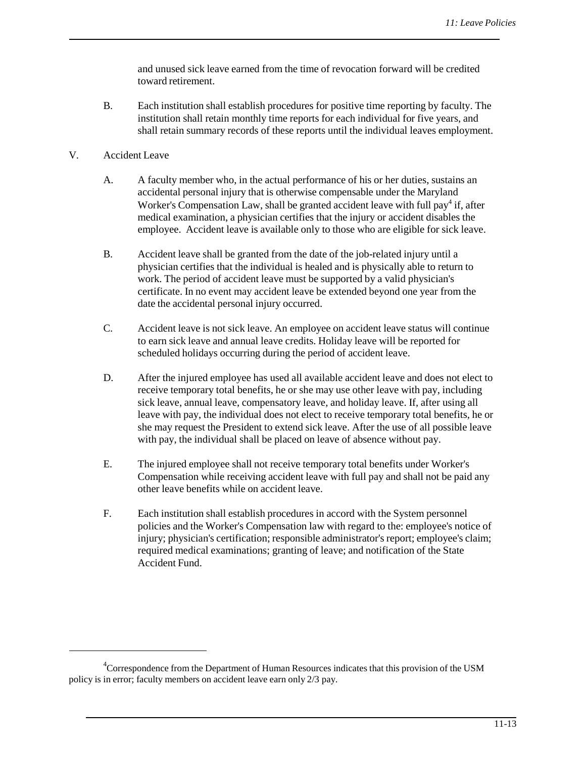and unused sick leave earned from the time of revocation forward will be credited toward retirement.

B. Each institution shall establish procedures for positive time reporting by faculty. The institution shall retain monthly time reports for each individual for five years, and shall retain summary records of these reports until the individual leaves employment.

V. Accident Leave

A. A faculty member who, in the actual performance of his or her duties, sustains an accidental personal injury that is otherwise compensable under the Maryland Worker's Compensation Law, shall be granted accident leave with full pay[4] if, after medical examination, a physician certifies that the injury or accident disables the employee. Accident leave is available only to those who are eligible for sick leave.

B. Accident leave shall be granted from the date of the job-related injury until a physician certifies that the individual is healed and is physically able to return to work. The period of accident leave must be supported by a valid physician's certificate. In no event may accident leave be extended beyond one year from the date the accidental personal injury occurred.

C. Accident leave is not sick leave. An employee on accident leave status will continue to earn sick leave and annual leave credits. Holiday leave will be reported for scheduled holidays occurring during the period of accident leave.

D. After the injured employee has used all available accident leave and does not elect to receive temporary total benefits, he or she may use other leave with pay, including sick leave, annual leave, compensatory leave, and holiday leave. If, after using all leave with pay, the individual does not elect to receive temporary total benefits, he or she may request the President to extend sick leave. After the use of all possible leave with pay, the individual shall be placed on leave of absence without pay.

E. The injured employee shall not receive temporary total benefits under Worker's Compensation while receiving accident leave with full pay and shall not be paid any other leave benefits while on accident leave.

F. Each institution shall establish procedures in accord with the System personnel policies and the Worker's Compensation law with regard to the: employee's notice of injury; physician's certification; responsible administrator's report; employee's claim; required medical examinations; granting of leave; and notification of the State Accident Fund.

---

[4] Correspondence from the Department of Human Resources indicates that this provision of the USM policy is in error; faculty members on accident leave earn only 2/3 pay.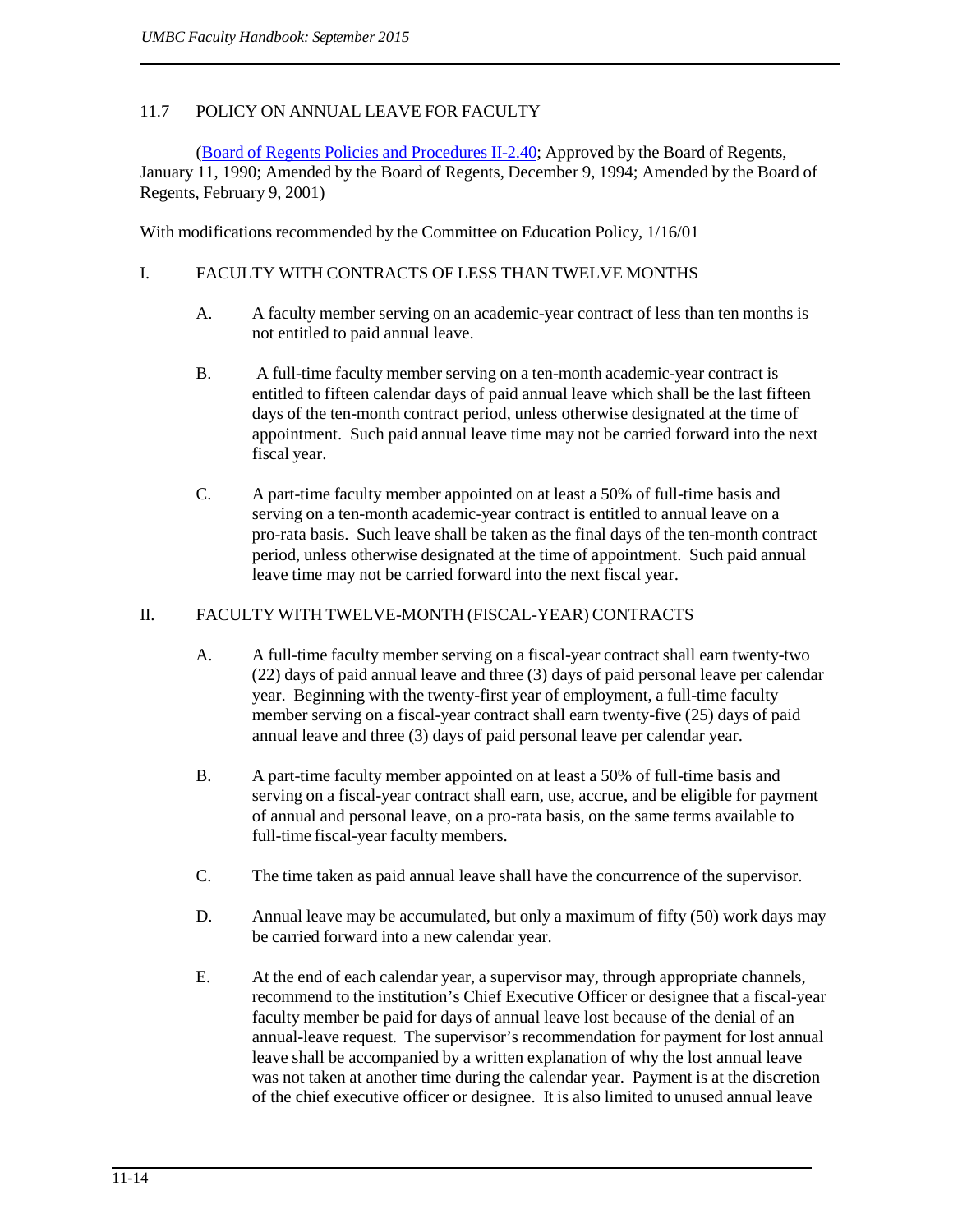## 11.7 POLICY ON ANNUAL LEAVE FOR FACULTY

([Board of Regents Policies and Procedures II-2.40](); Approved by the Board of Regents, January 11, 1990; Amended by the Board of Regents, December 9, 1994; Amended by the Board of Regents, February 9, 2001)

With modifications recommended by the Committee on Education Policy, 1/16/01

### I. FACULTY WITH CONTRACTS OF LESS THAN TWELVE MONTHS

A. A faculty member serving on an academic-year contract of less than ten months is not entitled to paid annual leave.

B. A full-time faculty member serving on a ten-month academic-year contract is entitled to fifteen calendar days of paid annual leave which shall be the last fifteen days of the ten-month contract period, unless otherwise designated at the time of appointment. Such paid annual leave time may not be carried forward into the next fiscal year.

C. A part-time faculty member appointed on at least a 50% of full-time basis and serving on a ten-month academic-year contract is entitled to annual leave on a pro-rata basis. Such leave shall be taken as the final days of the ten-month contract period, unless otherwise designated at the time of appointment. Such paid annual leave time may not be carried forward into the next fiscal year.

### II. FACULTY WITH TWELVE-MONTH (FISCAL-YEAR) CONTRACTS

A. A full-time faculty member serving on a fiscal-year contract shall earn twenty-two (22) days of paid annual leave and three (3) days of paid personal leave per calendar year. Beginning with the twenty-first year of employment, a full-time faculty member serving on a fiscal-year contract shall earn twenty-five (25) days of paid annual leave and three (3) days of paid personal leave per calendar year.

B. A part-time faculty member appointed on at least a 50% of full-time basis and serving on a fiscal-year contract shall earn, use, accrue, and be eligible for payment of annual and personal leave, on a pro-rata basis, on the same terms available to full-time fiscal-year faculty members.

C. The time taken as paid annual leave shall have the concurrence of the supervisor.

D. Annual leave may be accumulated, but only a maximum of fifty (50) work days may be carried forward into a new calendar year.

E. At the end of each calendar year, a supervisor may, through appropriate channels, recommend to the institution's Chief Executive Officer or designee that a fiscal-year faculty member be paid for days of annual leave lost because of the denial of an annual-leave request. The supervisor's recommendation for payment for lost annual leave shall be accompanied by a written explanation of why the lost annual leave was not taken at another time during the calendar year. Payment is at the discretion of the chief executive officer or designee. It is also limited to unused annual leave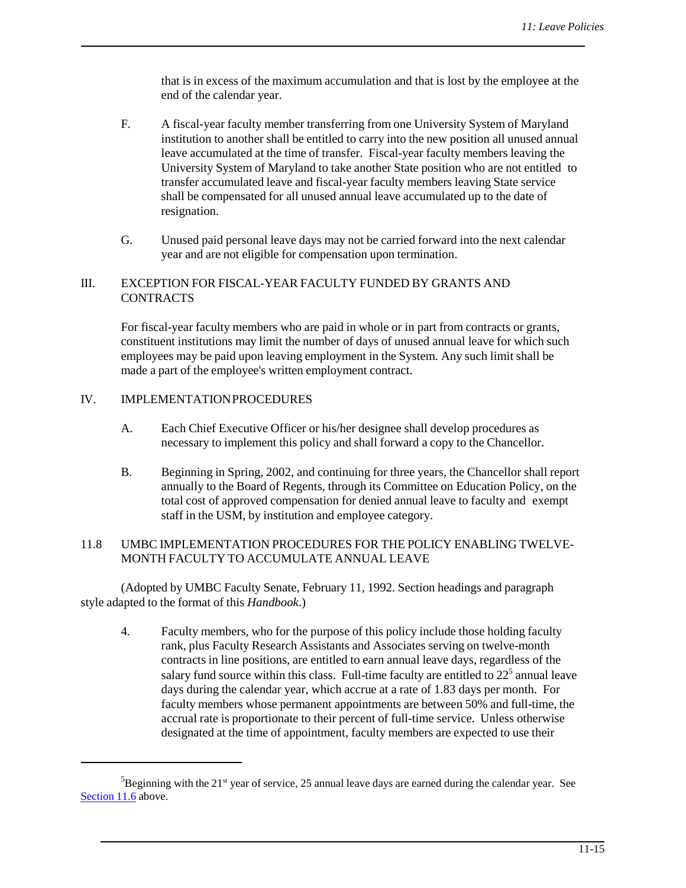that is in excess of the maximum accumulation and that is lost by the employee at the end of the calendar year.

F. A fiscal-year faculty member transferring from one University System of Maryland institution to another shall be entitled to carry into the new position all unused annual leave accumulated at the time of transfer. Fiscal-year faculty members leaving the University System of Maryland to take another State position who are not entitled to transfer accumulated leave and fiscal-year faculty members leaving State service shall be compensated for all unused annual leave accumulated up to the date of resignation.

G. Unused paid personal leave days may not be carried forward into the next calendar year and are not eligible for compensation upon termination.

III. EXCEPTION FOR FISCAL-YEAR FACULTY FUNDED BY GRANTS AND CONTRACTS

For fiscal-year faculty members who are paid in whole or in part from contracts or grants, constituent institutions may limit the number of days of unused annual leave for which such employees may be paid upon leaving employment in the System. Any such limit shall be made a part of the employee's written employment contract.

IV. IMPLEMENTATION PROCEDURES

A. Each Chief Executive Officer or his/her designee shall develop procedures as necessary to implement this policy and shall forward a copy to the Chancellor.

B. Beginning in Spring, 2002, and continuing for three years, the Chancellor shall report annually to the Board of Regents, through its Committee on Education Policy, on the total cost of approved compensation for denied annual leave to faculty and exempt staff in the USM, by institution and employee category.

## 11.8 UMBC IMPLEMENTATION PROCEDURES FOR THE POLICY ENABLING TWELVE-MONTH FACULTY TO ACCUMULATE ANNUAL LEAVE

(Adopted by UMBC Faculty Senate, February 11, 1992. Section headings and paragraph style adapted to the format of this *Handbook*.)

4. Faculty members, who for the purpose of this policy include those holding faculty rank, plus Faculty Research Assistants and Associates serving on twelve-month contracts in line positions, are entitled to earn annual leave days, regardless of the salary fund source within this class. Full-time faculty are entitled to 22[5] annual leave days during the calendar year, which accrue at a rate of 1.83 days per month. For faculty members whose permanent appointments are between 50% and full-time, the accrual rate is proportionate to their percent of full-time service. Unless otherwise designated at the time of appointment, faculty members are expected to use their

---

[5] Beginning with the 21st year of service, 25 annual leave days are earned during the calendar year. See Section 11.6 above.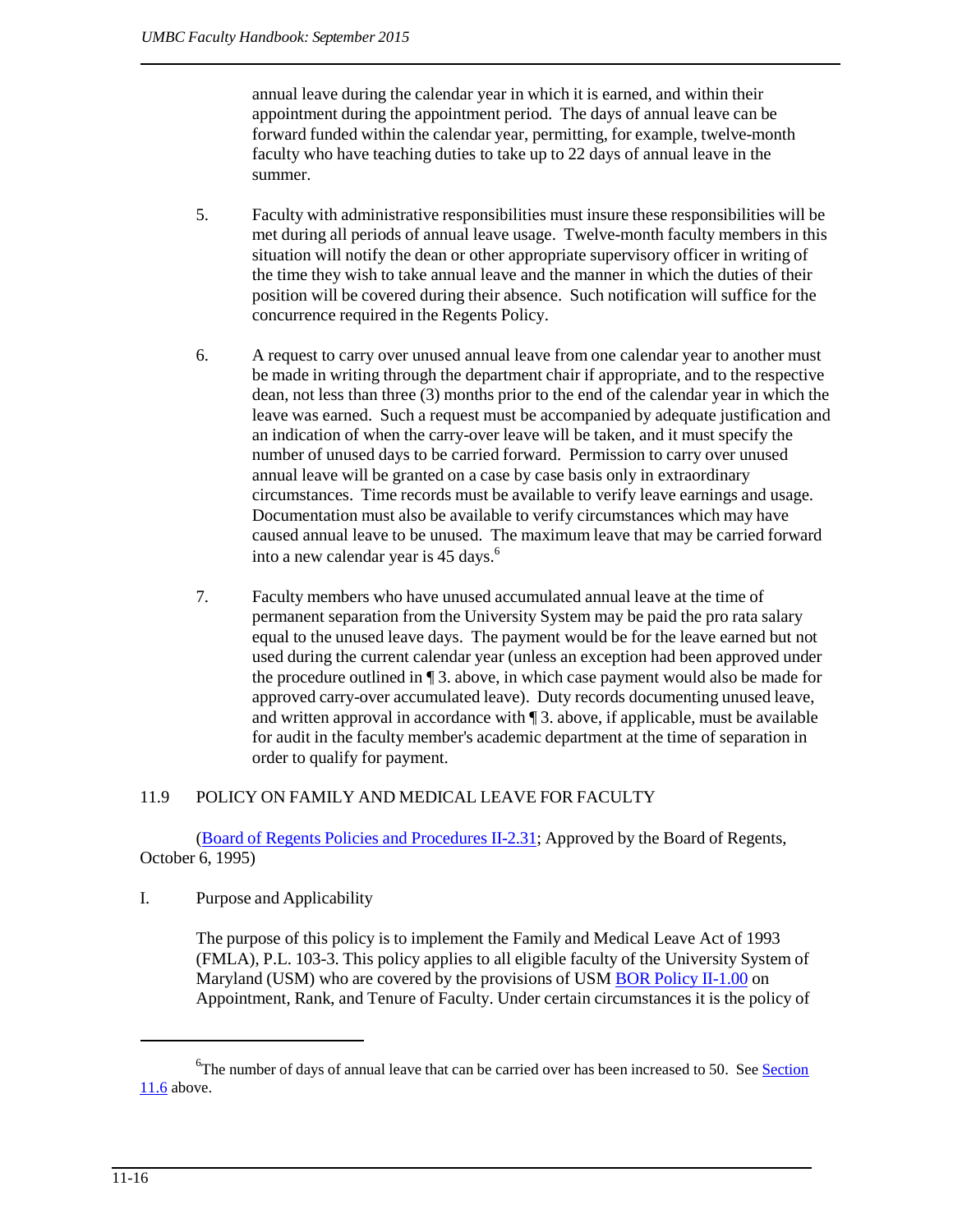annual leave during the calendar year in which it is earned, and within their appointment during the appointment period. The days of annual leave can be forward funded within the calendar year, permitting, for example, twelve-month faculty who have teaching duties to take up to 22 days of annual leave in the summer.

5. Faculty with administrative responsibilities must insure these responsibilities will be met during all periods of annual leave usage. Twelve-month faculty members in this situation will notify the dean or other appropriate supervisory officer in writing of the time they wish to take annual leave and the manner in which the duties of their position will be covered during their absence. Such notification will suffice for the concurrence required in the Regents Policy.

6. A request to carry over unused annual leave from one calendar year to another must be made in writing through the department chair if appropriate, and to the respective dean, not less than three (3) months prior to the end of the calendar year in which the leave was earned. Such a request must be accompanied by adequate justification and an indication of when the carry-over leave will be taken, and it must specify the number of unused days to be carried forward. Permission to carry over unused annual leave will be granted on a case by case basis only in extraordinary circumstances. Time records must be available to verify leave earnings and usage. Documentation must also be available to verify circumstances which may have caused annual leave to be unused. The maximum leave that may be carried forward into a new calendar year is 45 days.[6]

7. Faculty members who have unused accumulated annual leave at the time of permanent separation from the University System may be paid the pro rata salary equal to the unused leave days. The payment would be for the leave earned but not used during the current calendar year (unless an exception had been approved under the procedure outlined in ¶ 3. above, in which case payment would also be made for approved carry-over accumulated leave). Duty records documenting unused leave, and written approval in accordance with ¶ 3. above, if applicable, must be available for audit in the faculty member's academic department at the time of separation in order to qualify for payment.

## 11.9 POLICY ON FAMILY AND MEDICAL LEAVE FOR FACULTY

(Board of Regents Policies and Procedures II-2.31; Approved by the Board of Regents, October 6, 1995)

I. Purpose and Applicability

The purpose of this policy is to implement the Family and Medical Leave Act of 1993 (FMLA), P.L. 103-3. This policy applies to all eligible faculty of the University System of Maryland (USM) who are covered by the provisions of USM BOR Policy II-1.00 on Appointment, Rank, and Tenure of Faculty. Under certain circumstances it is the policy of

---

[6] The number of days of annual leave that can be carried over has been increased to 50. See Section 11.6 above.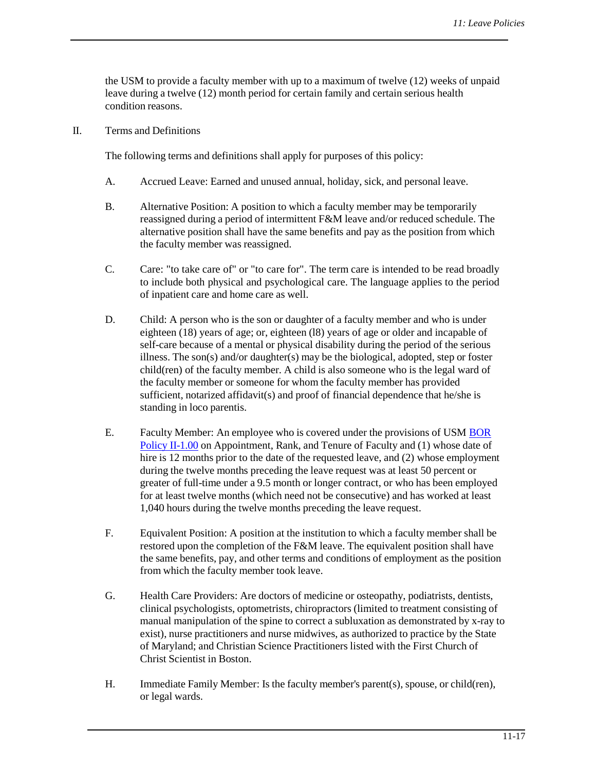the USM to provide a faculty member with up to a maximum of twelve (12) weeks of unpaid leave during a twelve (12) month period for certain family and certain serious health condition reasons.

II. Terms and Definitions

The following terms and definitions shall apply for purposes of this policy:

A. Accrued Leave: Earned and unused annual, holiday, sick, and personal leave.

B. Alternative Position: A position to which a faculty member may be temporarily reassigned during a period of intermittent F&M leave and/or reduced schedule. The alternative position shall have the same benefits and pay as the position from which the faculty member was reassigned.

C. Care: "to take care of" or "to care for". The term care is intended to be read broadly to include both physical and psychological care. The language applies to the period of inpatient care and home care as well.

D. Child: A person who is the son or daughter of a faculty member and who is under eighteen (18) years of age; or, eighteen (l8) years of age or older and incapable of self-care because of a mental or physical disability during the period of the serious illness. The son(s) and/or daughter(s) may be the biological, adopted, step or foster child(ren) of the faculty member. A child is also someone who is the legal ward of the faculty member or someone for whom the faculty member has provided sufficient, notarized affidavit(s) and proof of financial dependence that he/she is standing in loco parentis.

E. Faculty Member: An employee who is covered under the provisions of USM BOR Policy II-1.00 on Appointment, Rank, and Tenure of Faculty and (1) whose date of hire is 12 months prior to the date of the requested leave, and (2) whose employment during the twelve months preceding the leave request was at least 50 percent or greater of full-time under a 9.5 month or longer contract, or who has been employed for at least twelve months (which need not be consecutive) and has worked at least 1,040 hours during the twelve months preceding the leave request.

F. Equivalent Position: A position at the institution to which a faculty member shall be restored upon the completion of the F&M leave. The equivalent position shall have the same benefits, pay, and other terms and conditions of employment as the position from which the faculty member took leave.

G. Health Care Providers: Are doctors of medicine or osteopathy, podiatrists, dentists, clinical psychologists, optometrists, chiropractors (limited to treatment consisting of manual manipulation of the spine to correct a subluxation as demonstrated by x-ray to exist), nurse practitioners and nurse midwives, as authorized to practice by the State of Maryland; and Christian Science Practitioners listed with the First Church of Christ Scientist in Boston.

H. Immediate Family Member: Is the faculty member's parent(s), spouse, or child(ren), or legal wards.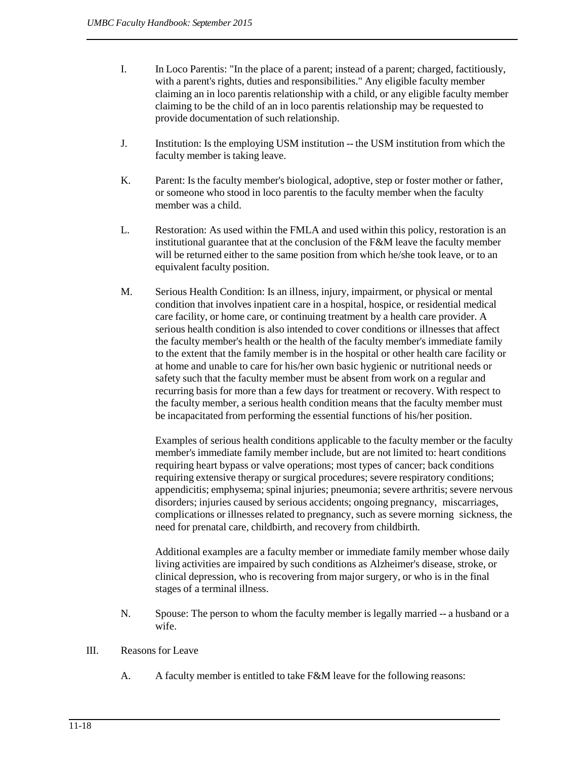I. In Loco Parentis: "In the place of a parent; instead of a parent; charged, factitiously, with a parent's rights, duties and responsibilities." Any eligible faculty member claiming an in loco parentis relationship with a child, or any eligible faculty member claiming to be the child of an in loco parentis relationship may be requested to provide documentation of such relationship.

J. Institution: Is the employing USM institution -- the USM institution from which the faculty member is taking leave.

K. Parent: Is the faculty member's biological, adoptive, step or foster mother or father, or someone who stood in loco parentis to the faculty member when the faculty member was a child.

L. Restoration: As used within the FMLA and used within this policy, restoration is an institutional guarantee that at the conclusion of the F&M leave the faculty member will be returned either to the same position from which he/she took leave, or to an equivalent faculty position.

M. Serious Health Condition: Is an illness, injury, impairment, or physical or mental condition that involves inpatient care in a hospital, hospice, or residential medical care facility, or home care, or continuing treatment by a health care provider. A serious health condition is also intended to cover conditions or illnesses that affect the faculty member's health or the health of the faculty member's immediate family to the extent that the family member is in the hospital or other health care facility or at home and unable to care for his/her own basic hygienic or nutritional needs or safety such that the faculty member must be absent from work on a regular and recurring basis for more than a few days for treatment or recovery. With respect to the faculty member, a serious health condition means that the faculty member must be incapacitated from performing the essential functions of his/her position.

   Examples of serious health conditions applicable to the faculty member or the faculty member's immediate family member include, but are not limited to: heart conditions requiring heart bypass or valve operations; most types of cancer; back conditions requiring extensive therapy or surgical procedures; severe respiratory conditions; appendicitis; emphysema; spinal injuries; pneumonia; severe arthritis; severe nervous disorders; injuries caused by serious accidents; ongoing pregnancy, miscarriages, complications or illnesses related to pregnancy, such as severe morning sickness, the need for prenatal care, childbirth, and recovery from childbirth.

   Additional examples are a faculty member or immediate family member whose daily living activities are impaired by such conditions as Alzheimer's disease, stroke, or clinical depression, who is recovering from major surgery, or who is in the final stages of a terminal illness.

N. Spouse: The person to whom the faculty member is legally married -- a husband or a wife.

III. Reasons for Leave

   A. A faculty member is entitled to take F&M leave for the following reasons: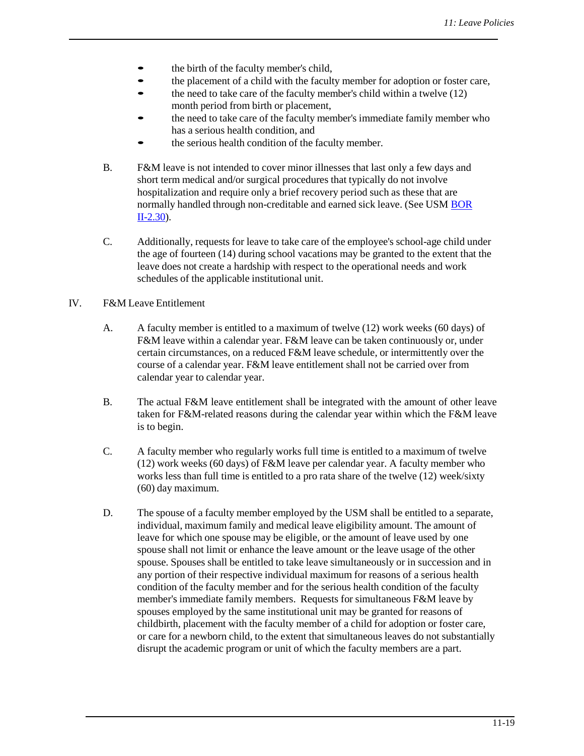- the birth of the faculty member's child,
- the placement of a child with the faculty member for adoption or foster care,
- the need to take care of the faculty member's child within a twelve (12) month period from birth or placement,
- the need to take care of the faculty member's immediate family member who has a serious health condition, and
- the serious health condition of the faculty member.

B. F&M leave is not intended to cover minor illnesses that last only a few days and short term medical and/or surgical procedures that typically do not involve hospitalization and require only a brief recovery period such as these that are normally handled through non-creditable and earned sick leave. (See USM BOR II-2.30).

C. Additionally, requests for leave to take care of the employee's school-age child under the age of fourteen (14) during school vacations may be granted to the extent that the leave does not create a hardship with respect to the operational needs and work schedules of the applicable institutional unit.

IV. F&M Leave Entitlement

A. A faculty member is entitled to a maximum of twelve (12) work weeks (60 days) of F&M leave within a calendar year. F&M leave can be taken continuously or, under certain circumstances, on a reduced F&M leave schedule, or intermittently over the course of a calendar year. F&M leave entitlement shall not be carried over from calendar year to calendar year.

B. The actual F&M leave entitlement shall be integrated with the amount of other leave taken for F&M-related reasons during the calendar year within which the F&M leave is to begin.

C. A faculty member who regularly works full time is entitled to a maximum of twelve (12) work weeks (60 days) of F&M leave per calendar year. A faculty member who works less than full time is entitled to a pro rata share of the twelve (12) week/sixty (60) day maximum.

D. The spouse of a faculty member employed by the USM shall be entitled to a separate, individual, maximum family and medical leave eligibility amount. The amount of leave for which one spouse may be eligible, or the amount of leave used by one spouse shall not limit or enhance the leave amount or the leave usage of the other spouse. Spouses shall be entitled to take leave simultaneously or in succession and in any portion of their respective individual maximum for reasons of a serious health condition of the faculty member and for the serious health condition of the faculty member's immediate family members. Requests for simultaneous F&M leave by spouses employed by the same institutional unit may be granted for reasons of childbirth, placement with the faculty member of a child for adoption or foster care, or care for a newborn child, to the extent that simultaneous leaves do not substantially disrupt the academic program or unit of which the faculty members are a part.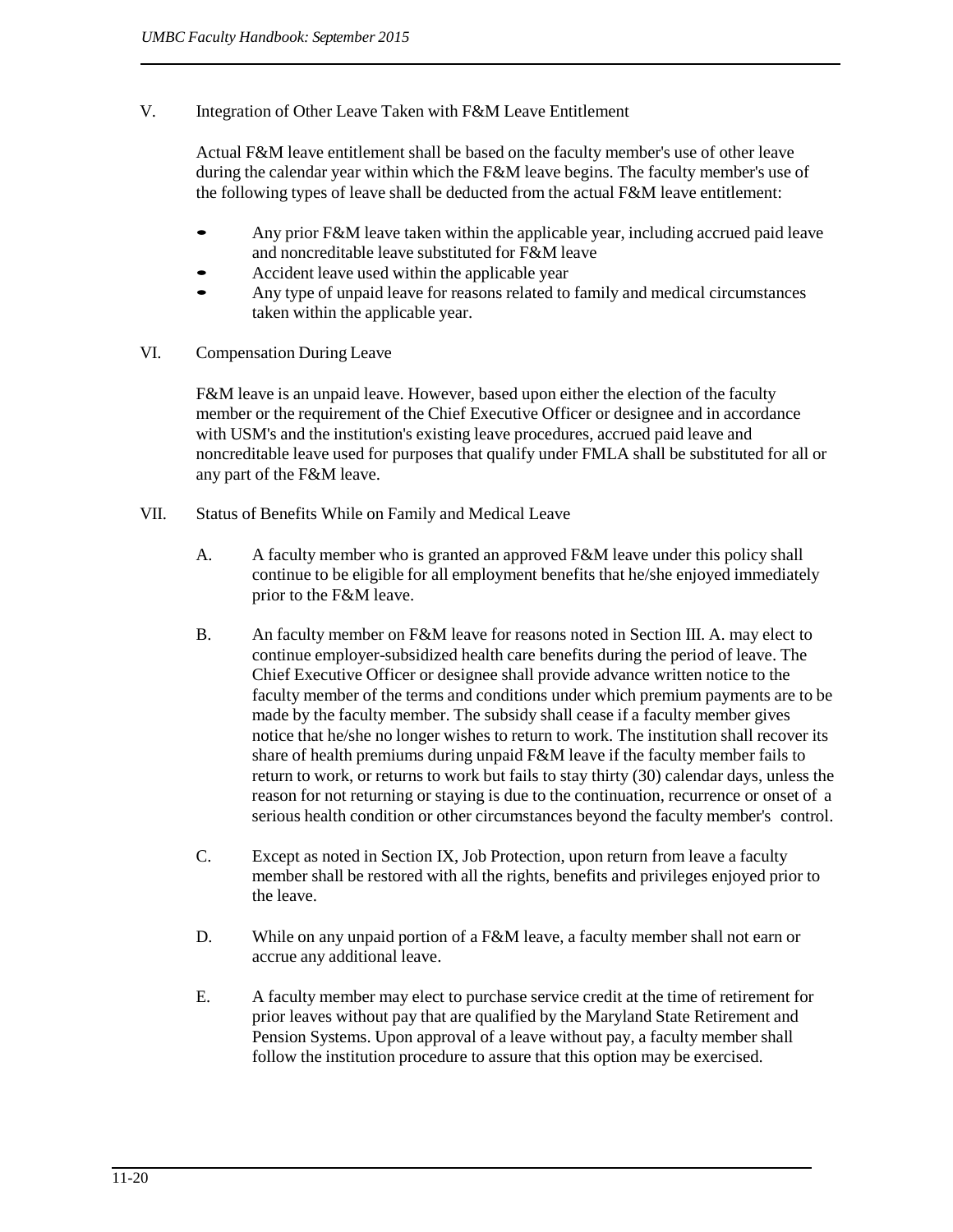## V. Integration of Other Leave Taken with F&M Leave Entitlement

Actual F&M leave entitlement shall be based on the faculty member's use of other leave during the calendar year within which the F&M leave begins. The faculty member's use of the following types of leave shall be deducted from the actual F&M leave entitlement:

- Any prior F&M leave taken within the applicable year, including accrued paid leave and noncreditable leave substituted for F&M leave
- Accident leave used within the applicable year
- Any type of unpaid leave for reasons related to family and medical circumstances taken within the applicable year.

## VI. Compensation During Leave

F&M leave is an unpaid leave. However, based upon either the election of the faculty member or the requirement of the Chief Executive Officer or designee and in accordance with USM's and the institution's existing leave procedures, accrued paid leave and noncreditable leave used for purposes that qualify under FMLA shall be substituted for all or any part of the F&M leave.

## VII. Status of Benefits While on Family and Medical Leave

A. A faculty member who is granted an approved F&M leave under this policy shall continue to be eligible for all employment benefits that he/she enjoyed immediately prior to the F&M leave.

B. An faculty member on F&M leave for reasons noted in Section III. A. may elect to continue employer-subsidized health care benefits during the period of leave. The Chief Executive Officer or designee shall provide advance written notice to the faculty member of the terms and conditions under which premium payments are to be made by the faculty member. The subsidy shall cease if a faculty member gives notice that he/she no longer wishes to return to work. The institution shall recover its share of health premiums during unpaid F&M leave if the faculty member fails to return to work, or returns to work but fails to stay thirty (30) calendar days, unless the reason for not returning or staying is due to the continuation, recurrence or onset of a serious health condition or other circumstances beyond the faculty member's control.

C. Except as noted in Section IX, Job Protection, upon return from leave a faculty member shall be restored with all the rights, benefits and privileges enjoyed prior to the leave.

D. While on any unpaid portion of a F&M leave, a faculty member shall not earn or accrue any additional leave.

E. A faculty member may elect to purchase service credit at the time of retirement for prior leaves without pay that are qualified by the Maryland State Retirement and Pension Systems. Upon approval of a leave without pay, a faculty member shall follow the institution procedure to assure that this option may be exercised.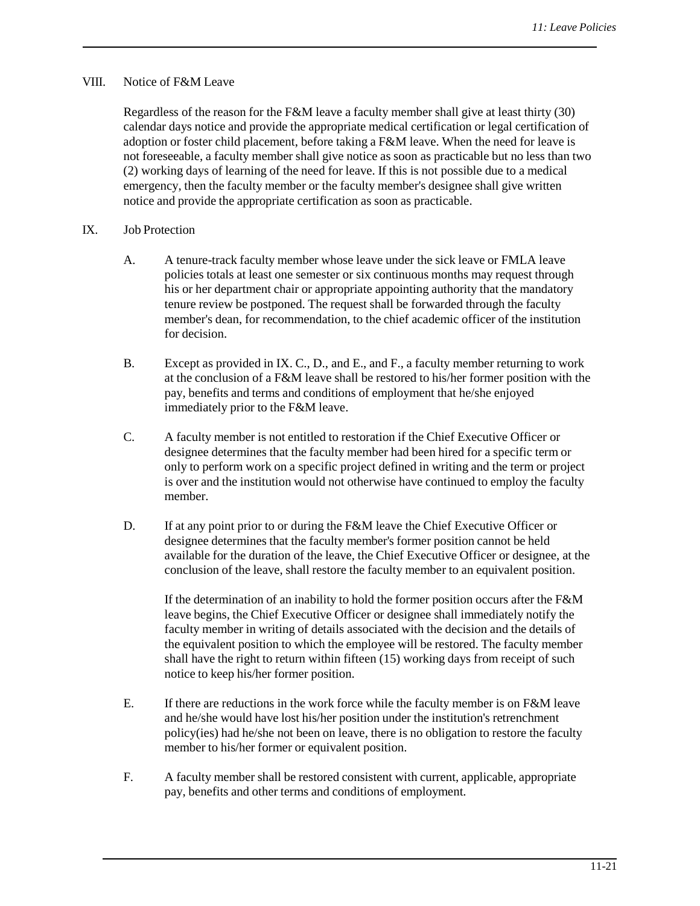## VIII. Notice of F&M Leave

Regardless of the reason for the F&M leave a faculty member shall give at least thirty (30) calendar days notice and provide the appropriate medical certification or legal certification of adoption or foster child placement, before taking a F&M leave. When the need for leave is not foreseeable, a faculty member shall give notice as soon as practicable but no less than two (2) working days of learning of the need for leave. If this is not possible due to a medical emergency, then the faculty member or the faculty member's designee shall give written notice and provide the appropriate certification as soon as practicable.

## IX. Job Protection

A. A tenure-track faculty member whose leave under the sick leave or FMLA leave policies totals at least one semester or six continuous months may request through his or her department chair or appropriate appointing authority that the mandatory tenure review be postponed. The request shall be forwarded through the faculty member's dean, for recommendation, to the chief academic officer of the institution for decision.

B. Except as provided in IX. C., D., and E., and F., a faculty member returning to work at the conclusion of a F&M leave shall be restored to his/her former position with the pay, benefits and terms and conditions of employment that he/she enjoyed immediately prior to the F&M leave.

C. A faculty member is not entitled to restoration if the Chief Executive Officer or designee determines that the faculty member had been hired for a specific term or only to perform work on a specific project defined in writing and the term or project is over and the institution would not otherwise have continued to employ the faculty member.

D. If at any point prior to or during the F&M leave the Chief Executive Officer or designee determines that the faculty member's former position cannot be held available for the duration of the leave, the Chief Executive Officer or designee, at the conclusion of the leave, shall restore the faculty member to an equivalent position.

If the determination of an inability to hold the former position occurs after the F&M leave begins, the Chief Executive Officer or designee shall immediately notify the faculty member in writing of details associated with the decision and the details of the equivalent position to which the employee will be restored. The faculty member shall have the right to return within fifteen (15) working days from receipt of such notice to keep his/her former position.

E. If there are reductions in the work force while the faculty member is on F&M leave and he/she would have lost his/her position under the institution's retrenchment policy(ies) had he/she not been on leave, there is no obligation to restore the faculty member to his/her former or equivalent position.

F. A faculty member shall be restored consistent with current, applicable, appropriate pay, benefits and other terms and conditions of employment.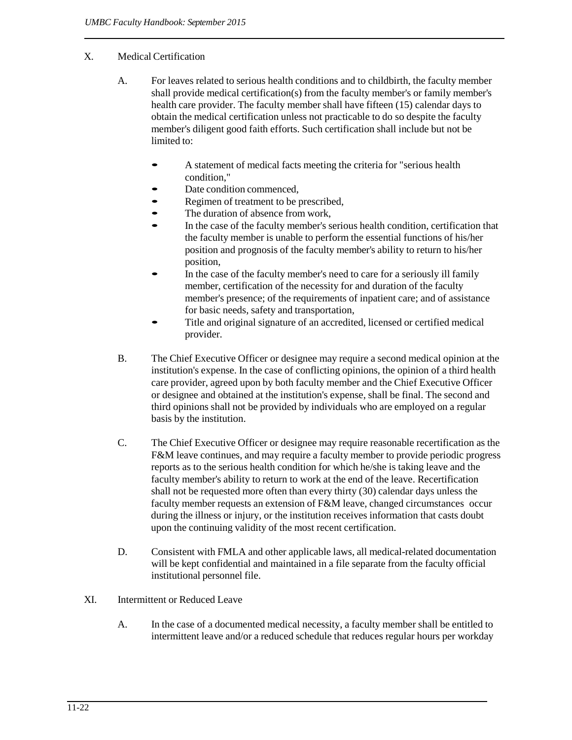## X. Medical Certification

A. For leaves related to serious health conditions and to childbirth, the faculty member shall provide medical certification(s) from the faculty member's or family member's health care provider. The faculty member shall have fifteen (15) calendar days to obtain the medical certification unless not practicable to do so despite the faculty member's diligent good faith efforts. Such certification shall include but not be limited to:

- A statement of medical facts meeting the criteria for "serious health condition,"
- Date condition commenced,
- Regimen of treatment to be prescribed,
- The duration of absence from work,
- In the case of the faculty member's serious health condition, certification that the faculty member is unable to perform the essential functions of his/her position and prognosis of the faculty member's ability to return to his/her position,
- In the case of the faculty member's need to care for a seriously ill family member, certification of the necessity for and duration of the faculty member's presence; of the requirements of inpatient care; and of assistance for basic needs, safety and transportation,
- Title and original signature of an accredited, licensed or certified medical provider.

B. The Chief Executive Officer or designee may require a second medical opinion at the institution's expense. In the case of conflicting opinions, the opinion of a third health care provider, agreed upon by both faculty member and the Chief Executive Officer or designee and obtained at the institution's expense, shall be final. The second and third opinions shall not be provided by individuals who are employed on a regular basis by the institution.

C. The Chief Executive Officer or designee may require reasonable recertification as the F&M leave continues, and may require a faculty member to provide periodic progress reports as to the serious health condition for which he/she is taking leave and the faculty member's ability to return to work at the end of the leave. Recertification shall not be requested more often than every thirty (30) calendar days unless the faculty member requests an extension of F&M leave, changed circumstances occur during the illness or injury, or the institution receives information that casts doubt upon the continuing validity of the most recent certification.

D. Consistent with FMLA and other applicable laws, all medical-related documentation will be kept confidential and maintained in a file separate from the faculty official institutional personnel file.

## XI. Intermittent or Reduced Leave

A. In the case of a documented medical necessity, a faculty member shall be entitled to intermittent leave and/or a reduced schedule that reduces regular hours per workday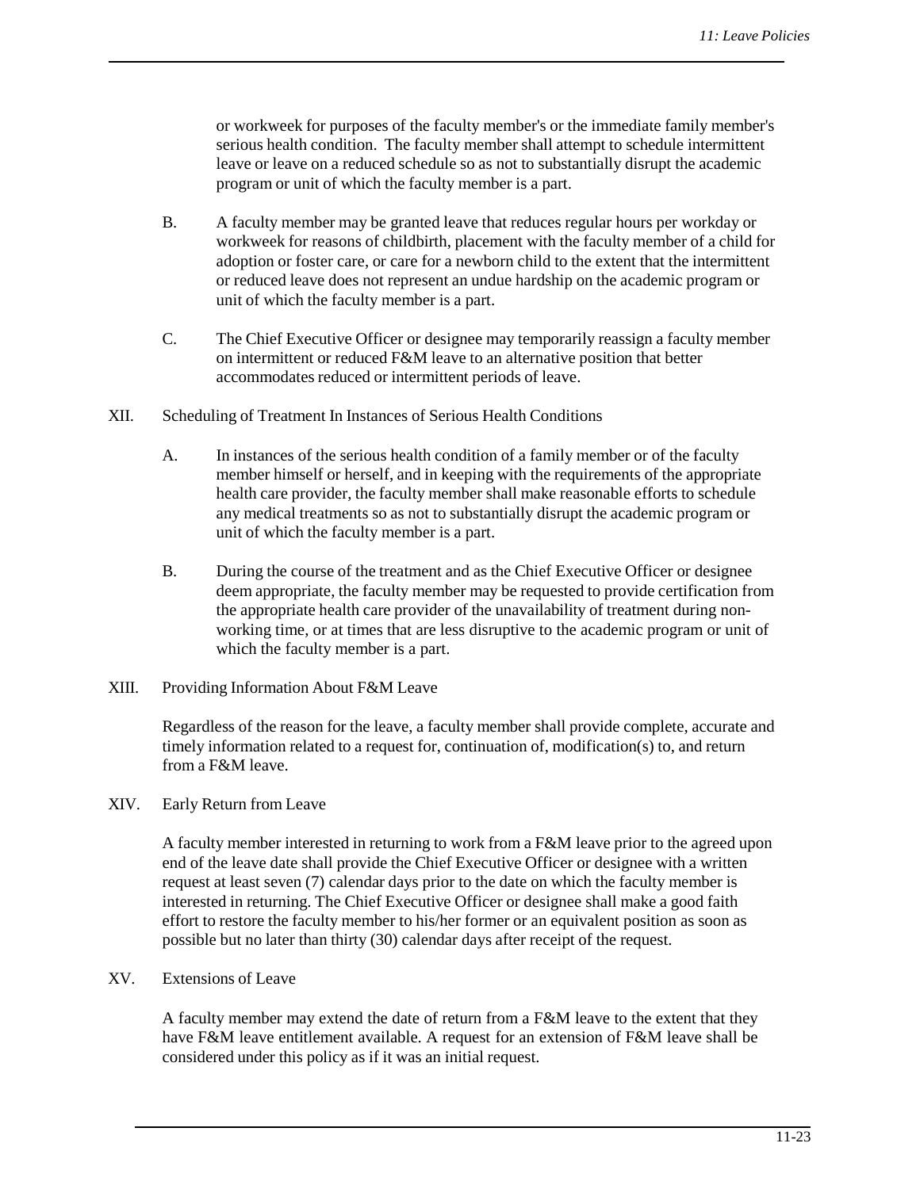or workweek for purposes of the faculty member's or the immediate family member's serious health condition. The faculty member shall attempt to schedule intermittent leave or leave on a reduced schedule so as not to substantially disrupt the academic program or unit of which the faculty member is a part.

B. A faculty member may be granted leave that reduces regular hours per workday or workweek for reasons of childbirth, placement with the faculty member of a child for adoption or foster care, or care for a newborn child to the extent that the intermittent or reduced leave does not represent an undue hardship on the academic program or unit of which the faculty member is a part.

C. The Chief Executive Officer or designee may temporarily reassign a faculty member on intermittent or reduced F&M leave to an alternative position that better accommodates reduced or intermittent periods of leave.

XII. Scheduling of Treatment In Instances of Serious Health Conditions

A. In instances of the serious health condition of a family member or of the faculty member himself or herself, and in keeping with the requirements of the appropriate health care provider, the faculty member shall make reasonable efforts to schedule any medical treatments so as not to substantially disrupt the academic program or unit of which the faculty member is a part.

B. During the course of the treatment and as the Chief Executive Officer or designee deem appropriate, the faculty member may be requested to provide certification from the appropriate health care provider of the unavailability of treatment during non-working time, or at times that are less disruptive to the academic program or unit of which the faculty member is a part.

XIII. Providing Information About F&M Leave

Regardless of the reason for the leave, a faculty member shall provide complete, accurate and timely information related to a request for, continuation of, modification(s) to, and return from a F&M leave.

XIV. Early Return from Leave

A faculty member interested in returning to work from a F&M leave prior to the agreed upon end of the leave date shall provide the Chief Executive Officer or designee with a written request at least seven (7) calendar days prior to the date on which the faculty member is interested in returning. The Chief Executive Officer or designee shall make a good faith effort to restore the faculty member to his/her former or an equivalent position as soon as possible but no later than thirty (30) calendar days after receipt of the request.

XV. Extensions of Leave

A faculty member may extend the date of return from a F&M leave to the extent that they have F&M leave entitlement available. A request for an extension of F&M leave shall be considered under this policy as if it was an initial request.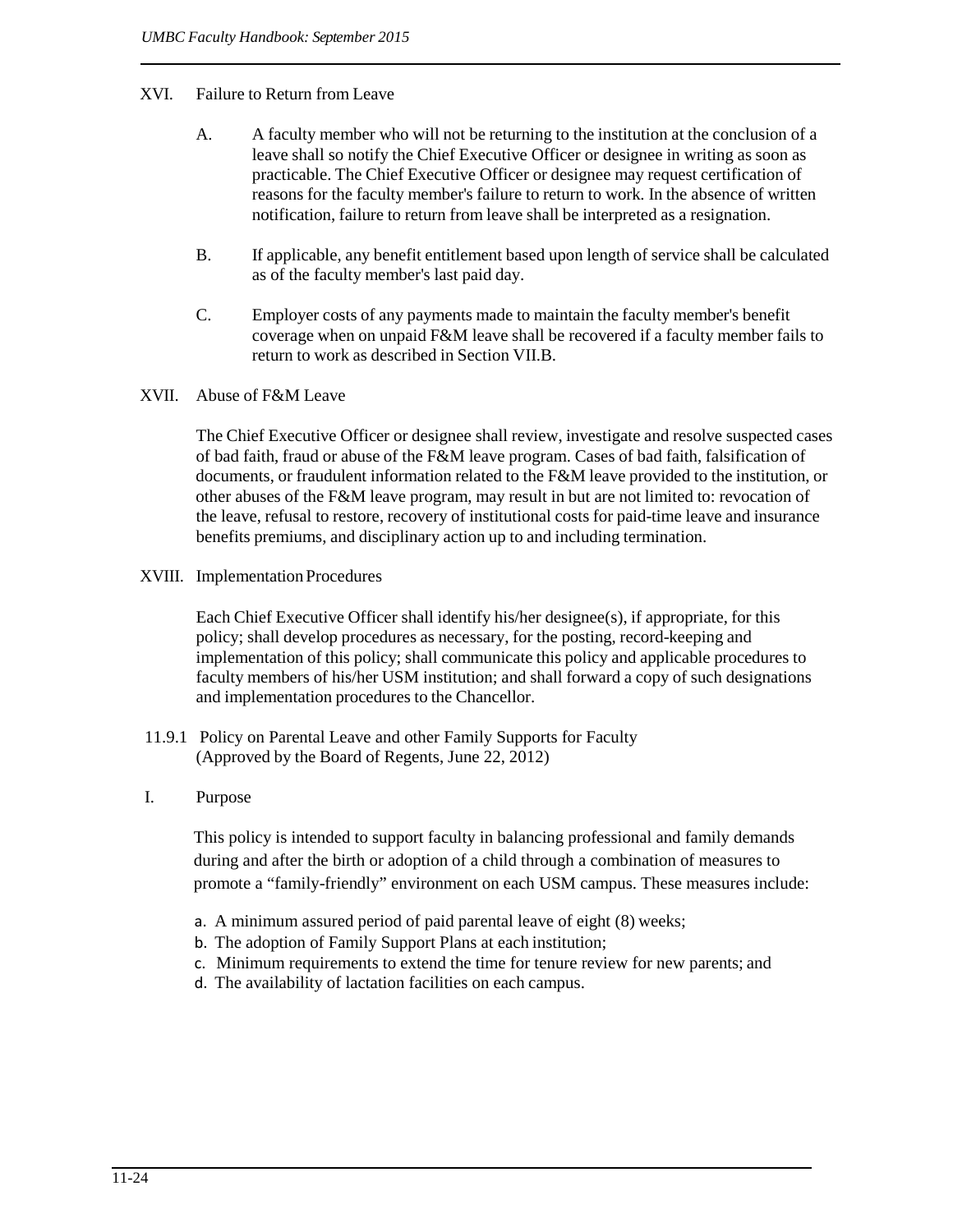## XVI. Failure to Return from Leave

A. A faculty member who will not be returning to the institution at the conclusion of a leave shall so notify the Chief Executive Officer or designee in writing as soon as practicable. The Chief Executive Officer or designee may request certification of reasons for the faculty member's failure to return to work. In the absence of written notification, failure to return from leave shall be interpreted as a resignation.

B. If applicable, any benefit entitlement based upon length of service shall be calculated as of the faculty member's last paid day.

C. Employer costs of any payments made to maintain the faculty member's benefit coverage when on unpaid F&M leave shall be recovered if a faculty member fails to return to work as described in Section VII.B.

## XVII. Abuse of F&M Leave

The Chief Executive Officer or designee shall review, investigate and resolve suspected cases of bad faith, fraud or abuse of the F&M leave program. Cases of bad faith, falsification of documents, or fraudulent information related to the F&M leave provided to the institution, or other abuses of the F&M leave program, may result in but are not limited to: revocation of the leave, refusal to restore, recovery of institutional costs for paid-time leave and insurance benefits premiums, and disciplinary action up to and including termination.

## XVIII. Implementation Procedures

Each Chief Executive Officer shall identify his/her designee(s), if appropriate, for this policy; shall develop procedures as necessary, for the posting, record-keeping and implementation of this policy; shall communicate this policy and applicable procedures to faculty members of his/her USM institution; and shall forward a copy of such designations and implementation procedures to the Chancellor.

# 11.9.1 Policy on Parental Leave and other Family Supports for Faculty
(Approved by the Board of Regents, June 22, 2012)

## I. Purpose

This policy is intended to support faculty in balancing professional and family demands during and after the birth or adoption of a child through a combination of measures to promote a "family-friendly" environment on each USM campus. These measures include:

a. A minimum assured period of paid parental leave of eight (8) weeks;
b. The adoption of Family Support Plans at each institution;
c. Minimum requirements to extend the time for tenure review for new parents; and
d. The availability of lactation facilities on each campus.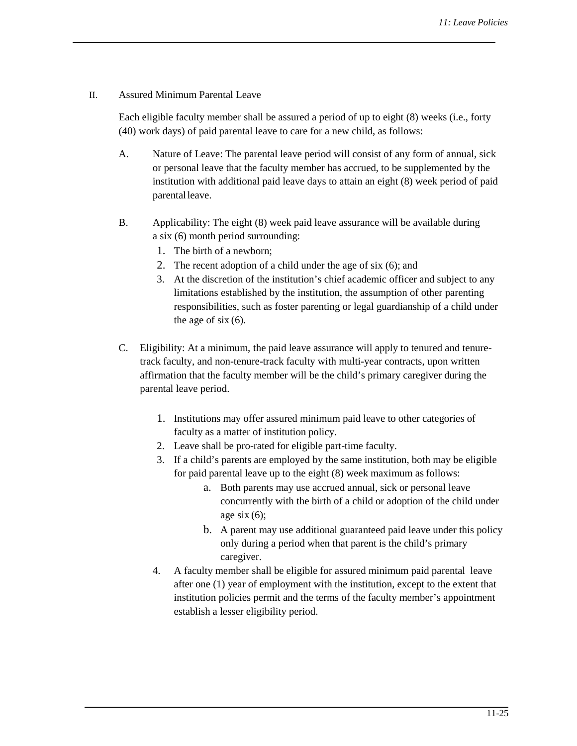## II. Assured Minimum Parental Leave

Each eligible faculty member shall be assured a period of up to eight (8) weeks (i.e., forty (40) work days) of paid parental leave to care for a new child, as follows:

A. Nature of Leave: The parental leave period will consist of any form of annual, sick or personal leave that the faculty member has accrued, to be supplemented by the institution with additional paid leave days to attain an eight (8) week period of paid parental leave.

B. Applicability: The eight (8) week paid leave assurance will be available during a six (6) month period surrounding:

   1. The birth of a newborn;
   2. The recent adoption of a child under the age of six (6); and
   3. At the discretion of the institution's chief academic officer and subject to any limitations established by the institution, the assumption of other parenting responsibilities, such as foster parenting or legal guardianship of a child under the age of six (6).

C. Eligibility: At a minimum, the paid leave assurance will apply to tenured and tenure-track faculty, and non-tenure-track faculty with multi-year contracts, upon written affirmation that the faculty member will be the child's primary caregiver during the parental leave period.

   1. Institutions may offer assured minimum paid leave to other categories of faculty as a matter of institution policy.
   2. Leave shall be pro-rated for eligible part-time faculty.
   3. If a child's parents are employed by the same institution, both may be eligible for paid parental leave up to the eight (8) week maximum as follows:
      a. Both parents may use accrued annual, sick or personal leave concurrently with the birth of a child or adoption of the child under age six (6);
      b. A parent may use additional guaranteed paid leave under this policy only during a period when that parent is the child's primary caregiver.
   4. A faculty member shall be eligible for assured minimum paid parental leave after one (1) year of employment with the institution, except to the extent that institution policies permit and the terms of the faculty member's appointment establish a lesser eligibility period.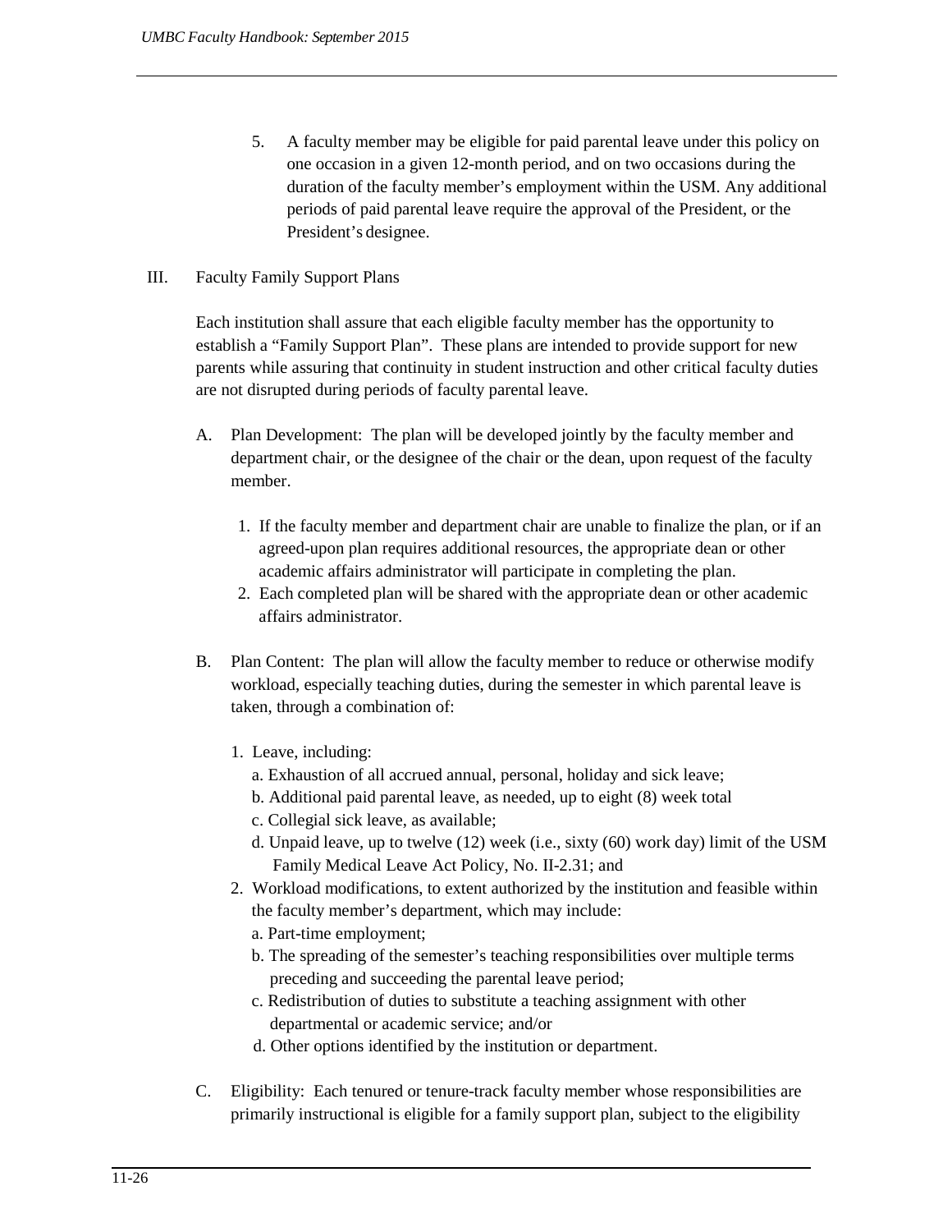5. A faculty member may be eligible for paid parental leave under this policy on one occasion in a given 12-month period, and on two occasions during the duration of the faculty member's employment within the USM. Any additional periods of paid parental leave require the approval of the President, or the President's designee.

III. Faculty Family Support Plans

Each institution shall assure that each eligible faculty member has the opportunity to establish a "Family Support Plan". These plans are intended to provide support for new parents while assuring that continuity in student instruction and other critical faculty duties are not disrupted during periods of faculty parental leave.

A. Plan Development: The plan will be developed jointly by the faculty member and department chair, or the designee of the chair or the dean, upon request of the faculty member.

   1. If the faculty member and department chair are unable to finalize the plan, or if an agreed-upon plan requires additional resources, the appropriate dean or other academic affairs administrator will participate in completing the plan.
   2. Each completed plan will be shared with the appropriate dean or other academic affairs administrator.

B. Plan Content: The plan will allow the faculty member to reduce or otherwise modify workload, especially teaching duties, during the semester in which parental leave is taken, through a combination of:

   1. Leave, including:
      a. Exhaustion of all accrued annual, personal, holiday and sick leave;
      b. Additional paid parental leave, as needed, up to eight (8) week total
      c. Collegial sick leave, as available;
      d. Unpaid leave, up to twelve (12) week (i.e., sixty (60) work day) limit of the USM Family Medical Leave Act Policy, No. II-2.31; and
   2. Workload modifications, to extent authorized by the institution and feasible within the faculty member's department, which may include:
      a. Part-time employment;
      b. The spreading of the semester's teaching responsibilities over multiple terms preceding and succeeding the parental leave period;
      c. Redistribution of duties to substitute a teaching assignment with other departmental or academic service; and/or
      d. Other options identified by the institution or department.

C. Eligibility: Each tenured or tenure-track faculty member whose responsibilities are primarily instructional is eligible for a family support plan, subject to the eligibility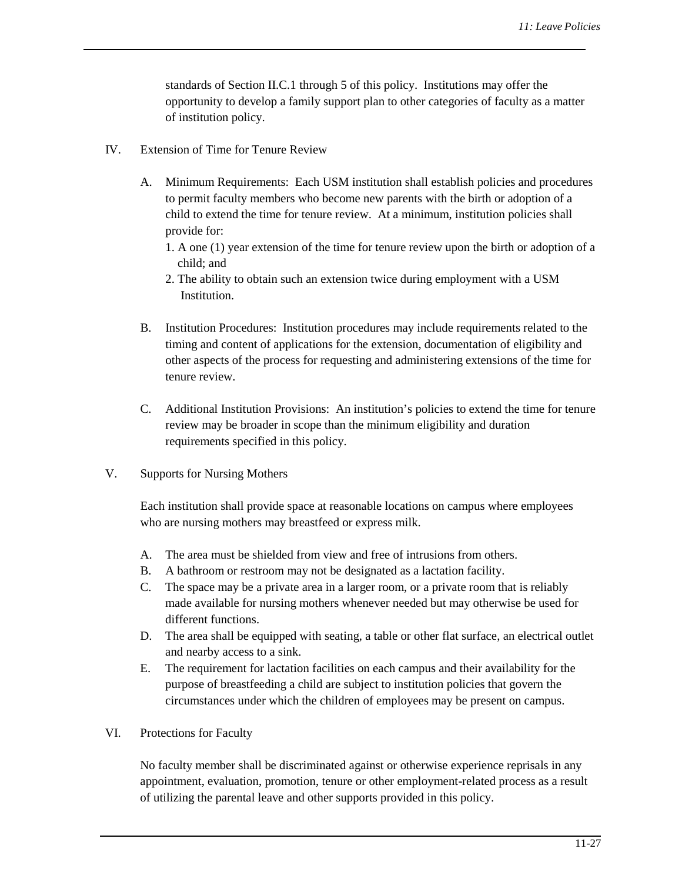standards of Section II.C.1 through 5 of this policy. Institutions may offer the opportunity to develop a family support plan to other categories of faculty as a matter of institution policy.

## IV. Extension of Time for Tenure Review

A. Minimum Requirements: Each USM institution shall establish policies and procedures to permit faculty members who become new parents with the birth or adoption of a child to extend the time for tenure review. At a minimum, institution policies shall provide for:

1. A one (1) year extension of the time for tenure review upon the birth or adoption of a child; and
2. The ability to obtain such an extension twice during employment with a USM Institution.

B. Institution Procedures: Institution procedures may include requirements related to the timing and content of applications for the extension, documentation of eligibility and other aspects of the process for requesting and administering extensions of the time for tenure review.

C. Additional Institution Provisions: An institution's policies to extend the time for tenure review may be broader in scope than the minimum eligibility and duration requirements specified in this policy.

## V. Supports for Nursing Mothers

Each institution shall provide space at reasonable locations on campus where employees who are nursing mothers may breastfeed or express milk.

A. The area must be shielded from view and free of intrusions from others.

B. A bathroom or restroom may not be designated as a lactation facility.

C. The space may be a private area in a larger room, or a private room that is reliably made available for nursing mothers whenever needed but may otherwise be used for different functions.

D. The area shall be equipped with seating, a table or other flat surface, an electrical outlet and nearby access to a sink.

E. The requirement for lactation facilities on each campus and their availability for the purpose of breastfeeding a child are subject to institution policies that govern the circumstances under which the children of employees may be present on campus.

## VI. Protections for Faculty

No faculty member shall be discriminated against or otherwise experience reprisals in any appointment, evaluation, promotion, tenure or other employment-related process as a result of utilizing the parental leave and other supports provided in this policy.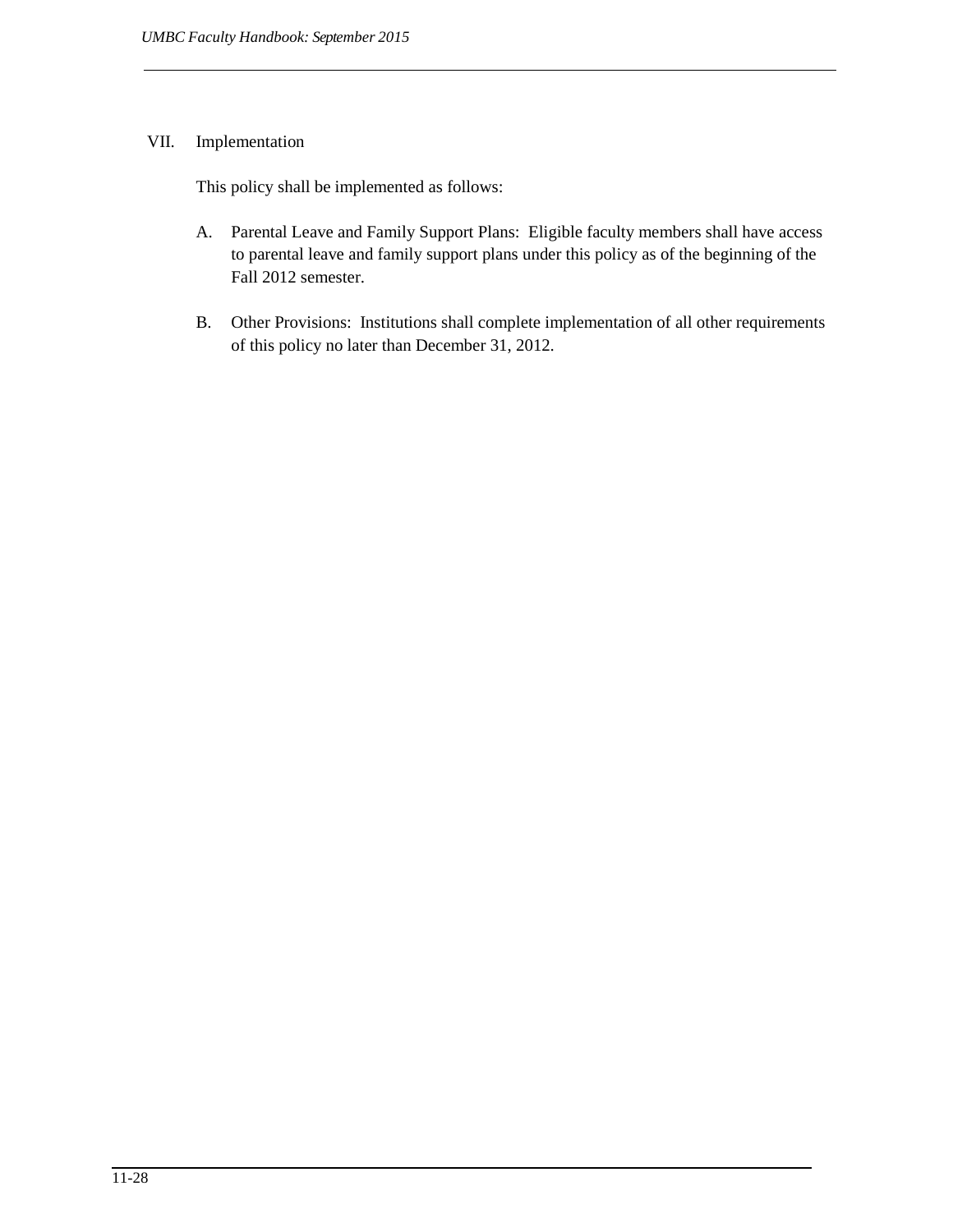## VII. Implementation

This policy shall be implemented as follows:

A. Parental Leave and Family Support Plans: Eligible faculty members shall have access to parental leave and family support plans under this policy as of the beginning of the Fall 2012 semester.

B. Other Provisions: Institutions shall complete implementation of all other requirements of this policy no later than December 31, 2012.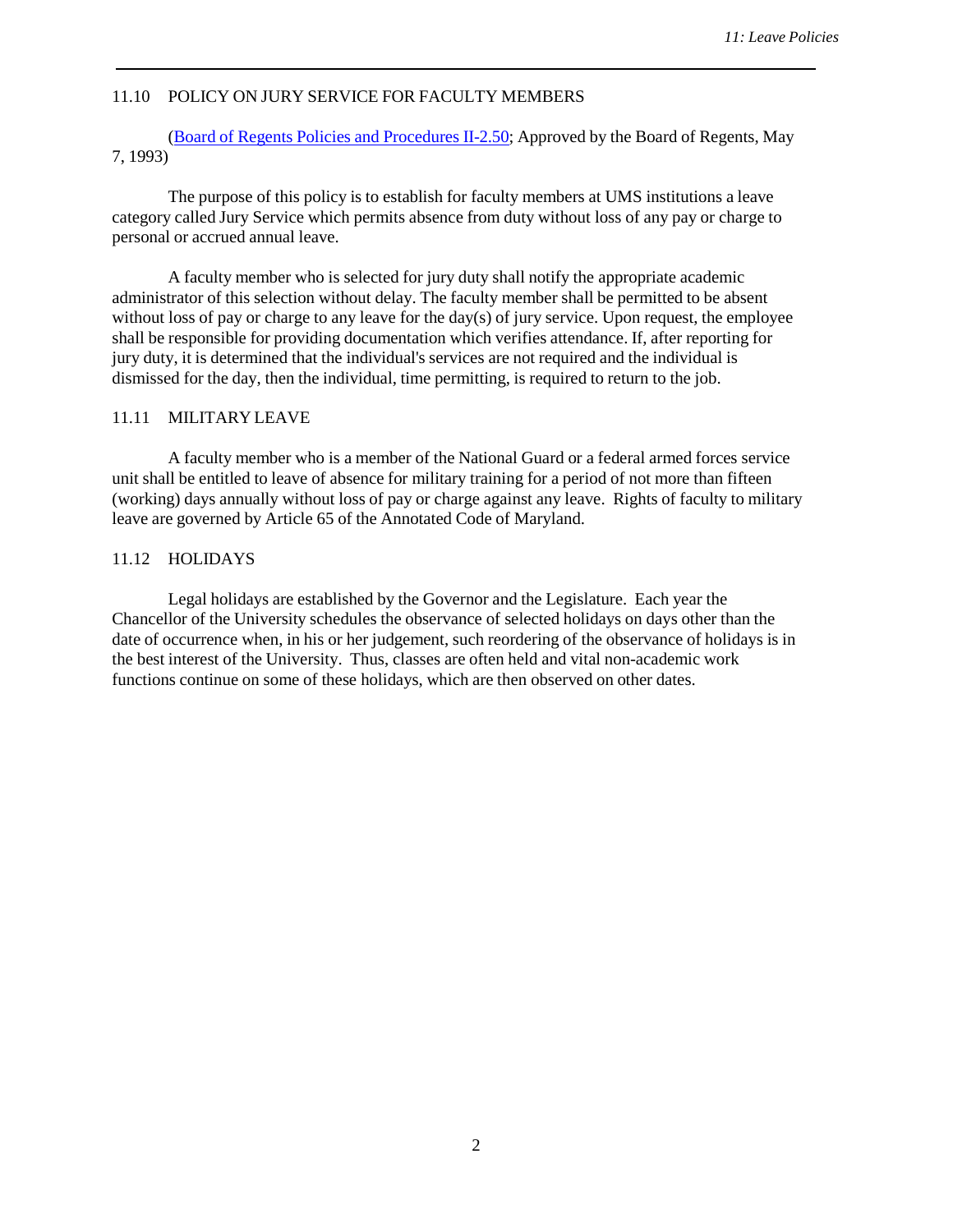## 11.10 POLICY ON JURY SERVICE FOR FACULTY MEMBERS

(Board of Regents Policies and Procedures II-2.50; Approved by the Board of Regents, May 7, 1993)

The purpose of this policy is to establish for faculty members at UMS institutions a leave category called Jury Service which permits absence from duty without loss of any pay or charge to personal or accrued annual leave.

A faculty member who is selected for jury duty shall notify the appropriate academic administrator of this selection without delay. The faculty member shall be permitted to be absent without loss of pay or charge to any leave for the day(s) of jury service. Upon request, the employee shall be responsible for providing documentation which verifies attendance. If, after reporting for jury duty, it is determined that the individual's services are not required and the individual is dismissed for the day, then the individual, time permitting, is required to return to the job.

## 11.11 MILITARY LEAVE

A faculty member who is a member of the National Guard or a federal armed forces service unit shall be entitled to leave of absence for military training for a period of not more than fifteen (working) days annually without loss of pay or charge against any leave. Rights of faculty to military leave are governed by Article 65 of the Annotated Code of Maryland.

## 11.12 HOLIDAYS

Legal holidays are established by the Governor and the Legislature. Each year the Chancellor of the University schedules the observance of selected holidays on days other than the date of occurrence when, in his or her judgement, such reordering of the observance of holidays is in the best interest of the University. Thus, classes are often held and vital non-academic work functions continue on some of these holidays, which are then observed on other dates.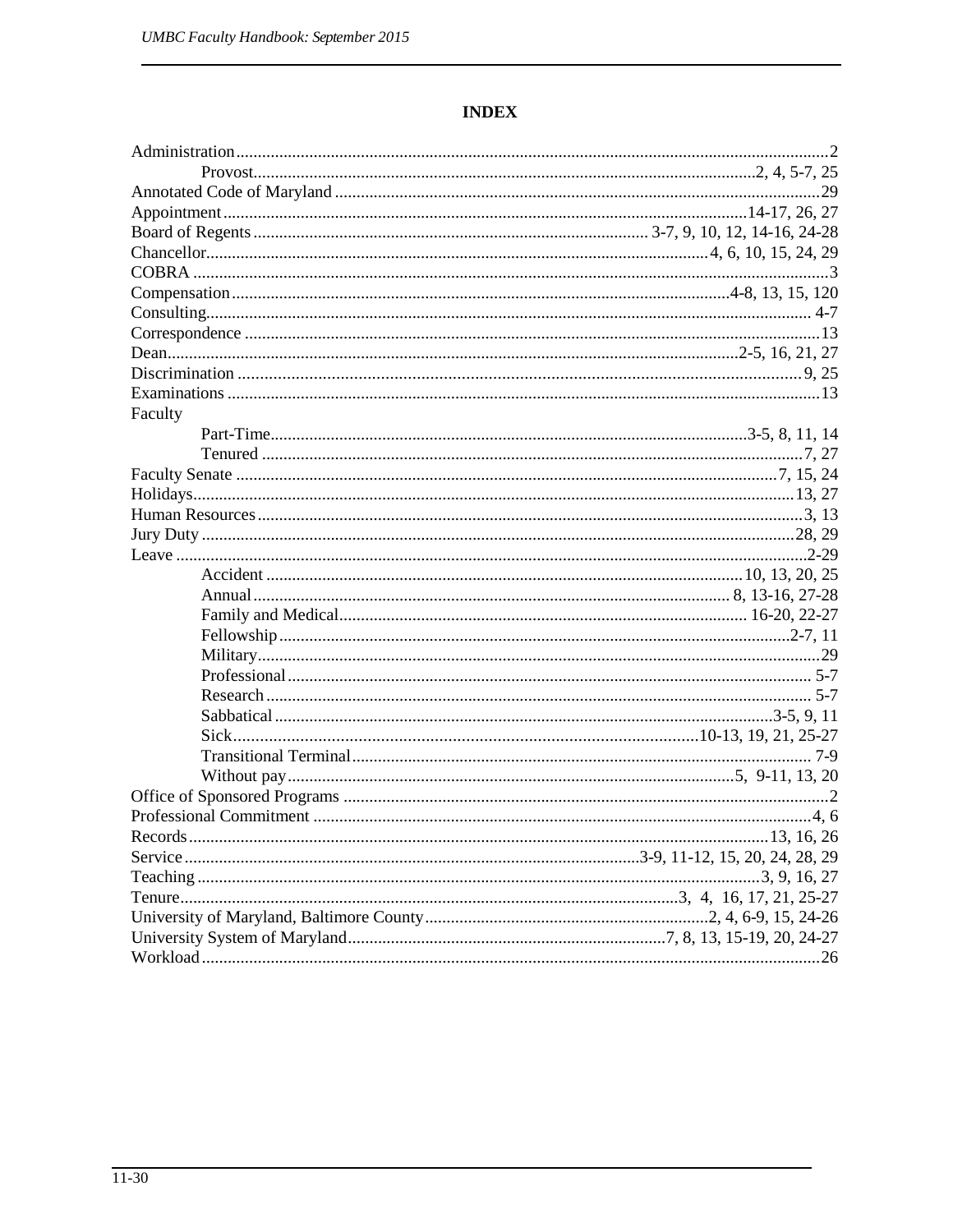# INDEX

Administration........................................2
- Provost........................................2, 4, 5-7, 25

Annotated Code of Maryland........................................29
Appointment........................................14-17, 26, 27
Board of Regents........................................3-7, 9, 10, 12, 14-16, 24-28
Chancellor........................................4, 6, 10, 15, 24, 29
COBRA........................................3
Compensation........................................4-8, 13, 15, 120
Consulting........................................4-7
Correspondence........................................13
Dean........................................2-5, 16, 21, 27
Discrimination........................................9, 25
Examinations........................................13

Faculty
- Part-Time........................................3-5, 8, 11, 14
- Tenured........................................7, 27

Faculty Senate........................................7, 15, 24
Holidays........................................13, 27
Human Resources........................................3, 13
Jury Duty........................................28, 29
Leave........................................2-29
- Accident........................................10, 13, 20, 25
- Annual........................................8, 13-16, 27-28
- Family and Medical........................................16-20, 22-27
- Fellowship........................................2-7, 11
- Military........................................29
- Professional........................................5-7
- Research........................................5-7
- Sabbatical........................................3-5, 9, 11
- Sick........................................10-13, 19, 21, 25-27
- Transitional Terminal........................................7-9
- Without pay........................................5, 9-11, 13, 20

Office of Sponsored Programs........................................2
Professional Commitment........................................4, 6
Records........................................13, 16, 26
Service........................................3-9, 11-12, 15, 20, 24, 28, 29
Teaching........................................3, 9, 16, 27
Tenure........................................3, 4, 16, 17, 21, 25-27
University of Maryland, Baltimore County........................................2, 4, 6-9, 15, 24-26
University System of Maryland........................................7, 8, 13, 15-19, 20, 24-27
Workload........................................26